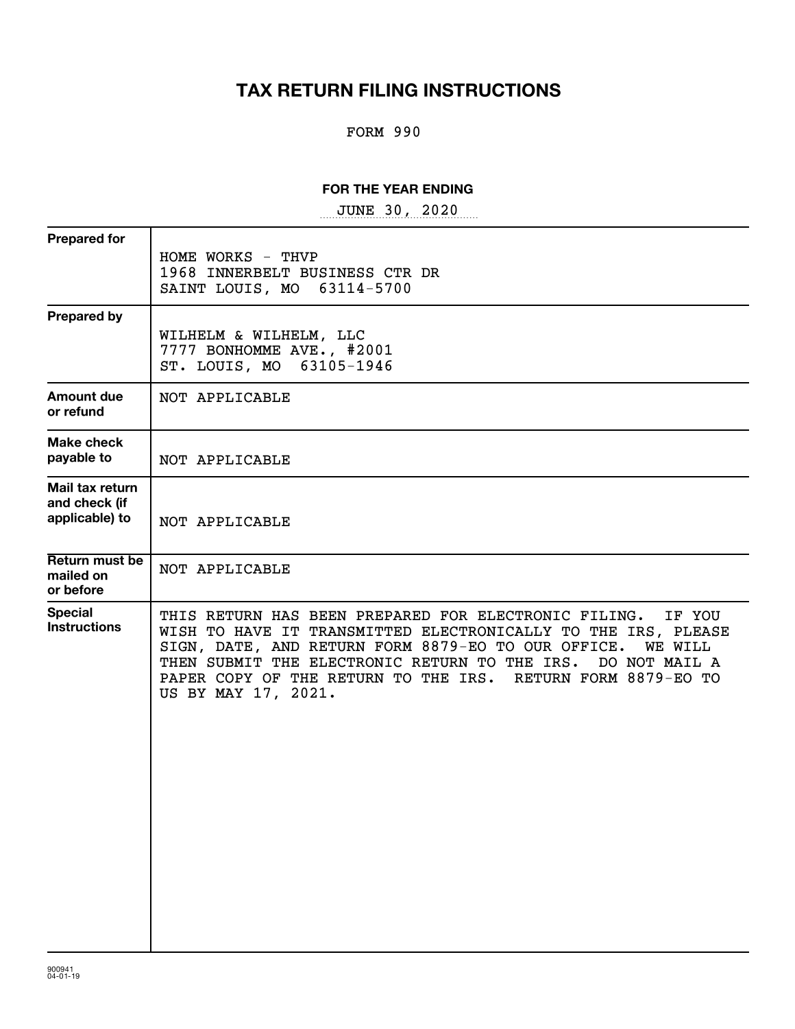# TAX RETURN FILING INSTRUCTIONS

FORM 990

**FOR THE YEAR ENDING**

JUNE 30, 2020

| | |
|---|---|
| **Prepared for** | HOME WORKS - THVP<br>1968 INNERBELT BUSINESS CTR DR<br>SAINT LOUIS, MO 63114-5700 |
| **Prepared by** | WILHELM & WILHELM, LLC<br>7777 BONHOMME AVE., #2001<br>ST. LOUIS, MO 63105-1946 |
| **Amount due or refund** | NOT APPLICABLE |
| **Make check payable to** | NOT APPLICABLE |
| **Mail tax return and check (if applicable) to** | NOT APPLICABLE |
| **Return must be mailed on or before** | NOT APPLICABLE |
| **Special Instructions** | THIS RETURN HAS BEEN PREPARED FOR ELECTRONIC FILING. IF YOU WISH TO HAVE IT TRANSMITTED ELECTRONICALLY TO THE IRS, PLEASE SIGN, DATE, AND RETURN FORM 8879-EO TO OUR OFFICE. WE WILL THEN SUBMIT THE ELECTRONIC RETURN TO THE IRS. DO NOT MAIL A PAPER COPY OF THE RETURN TO THE IRS. RETURN FORM 8879-EO TO US BY MAY 17, 2021. |

900941
04-01-19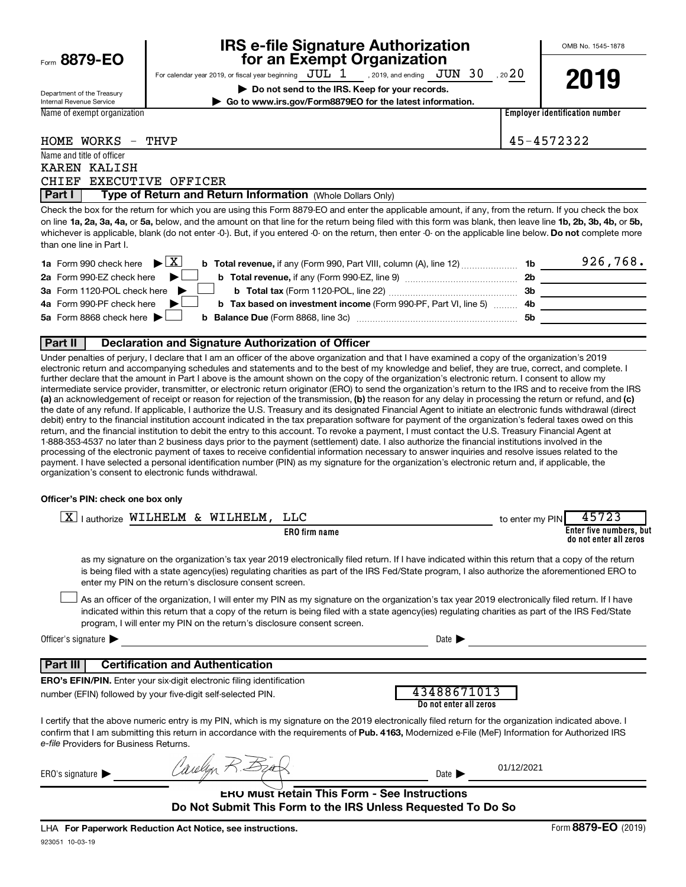Form **8879-EO**

Department of the Treasury
Internal Revenue Service

# IRS e-file Signature Authorization for an Exempt Organization

For calendar year 2019, or fiscal year beginning JUL 1 , 2019, and ending JUN 30 , 2020

▶ **Do not send to the IRS. Keep for your records.**

▶ **Go to www.irs.gov/Form8879EO for the latest information.**

OMB No. 1545-1878

**2019**

| Name of exempt organization | Employer identification number |
|---|---|
| HOME WORKS - THVP | 45-4572322 |

Name and title of officer
KAREN KALISH
CHIEF EXECUTIVE OFFICER

## Part I — Type of Return and Return Information (Whole Dollars Only)

Check the box for the return for which you are using this Form 8879-EO and enter the applicable amount, if any, from the return. If you check the box on line **1a, 2a, 3a, 4a,** or **5a,** below, and the amount on that line for the return being filed with this form was blank, then leave line **1b, 2b, 3b, 4b,** or **5b,** whichever is applicable, blank (do not enter -0-). But, if you entered -0- on the return, then enter -0- on the applicable line below. **Do not** complete more than one line in Part I.

| | | | |
|---|---|---|---|
| **1a** Form 990 check here ▶ [X] | **b Total revenue,** if any (Form 990, Part VIII, column (A), line 12) | **1b** | 926,768. |
| **2a** Form 990-EZ check here ▶ [ ] | **b Total revenue,** if any (Form 990-EZ, line 9) | **2b** | |
| **3a** Form 1120-POL check here ▶ [ ] | **b Total tax** (Form 1120-POL, line 22) | **3b** | |
| **4a** Form 990-PF check here ▶ [ ] | **b Tax based on investment income** (Form 990-PF, Part VI, line 5) | **4b** | |
| **5a** Form 8868 check here ▶ [ ] | **b Balance Due** (Form 8868, line 3c) | **5b** | |

## Part II — Declaration and Signature Authorization of Officer

Under penalties of perjury, I declare that I am an officer of the above organization and that I have examined a copy of the organization's 2019 electronic return and accompanying schedules and statements and to the best of my knowledge and belief, they are true, correct, and complete. I further declare that the amount in Part I above is the amount shown on the copy of the organization's electronic return. I consent to allow my intermediate service provider, transmitter, or electronic return originator (ERO) to send the organization's return to the IRS and to receive from the IRS **(a)** an acknowledgement of receipt or reason for rejection of the transmission, **(b)** the reason for any delay in processing the return or refund, and **(c)** the date of any refund. If applicable, I authorize the U.S. Treasury and its designated Financial Agent to initiate an electronic funds withdrawal (direct debit) entry to the financial institution account indicated in the tax preparation software for payment of the organization's federal taxes owed on this return, and the financial institution to debit the entry to this account. To revoke a payment, I must contact the U.S. Treasury Financial Agent at 1-888-353-4537 no later than 2 business days prior to the payment (settlement) date. I also authorize the financial institutions involved in the processing of the electronic payment of taxes to receive confidential information necessary to answer inquiries and resolve issues related to the payment. I have selected a personal identification number (PIN) as my signature for the organization's electronic return and, if applicable, the organization's consent to electronic funds withdrawal.

**Officer's PIN: check one box only**

[X] I authorize WILHELM & WILHELM, LLC (**ERO firm name**) to enter my PIN 45723 (**Enter five numbers, but do not enter all zeros**)

as my signature on the organization's tax year 2019 electronically filed return. If I have indicated within this return that a copy of the return is being filed with a state agency(ies) regulating charities as part of the IRS Fed/State program, I also authorize the aforementioned ERO to enter my PIN on the return's disclosure consent screen.

[ ] As an officer of the organization, I will enter my PIN as my signature on the organization's tax year 2019 electronically filed return. If I have indicated within this return that a copy of the return is being filed with a state agency(ies) regulating charities as part of the IRS Fed/State program, I will enter my PIN on the return's disclosure consent screen.

Officer's signature ▶ ______________________ Date ▶ ______________

## Part III — Certification and Authentication

**ERO's EFIN/PIN.** Enter your six-digit electronic filing identification number (EFIN) followed by your five-digit self-selected PIN.

43488671013
**Do not enter all zeros**

I certify that the above numeric entry is my PIN, which is my signature on the 2019 electronically filed return for the organization indicated above. I confirm that I am submitting this return in accordance with the requirements of **Pub. 4163,** Modernized e-File (MeF) Information for Authorized IRS *e-file* Providers for Business Returns.

ERO's signature ▶ Carolyn R. Bird    Date ▶ 01/12/2021

**ERO Must Retain This Form - See Instructions**
**Do Not Submit This Form to the IRS Unless Requested To Do So**

LHA **For Paperwork Reduction Act Notice, see instructions.**    Form **8879-EO** (2019)

923051 10-03-19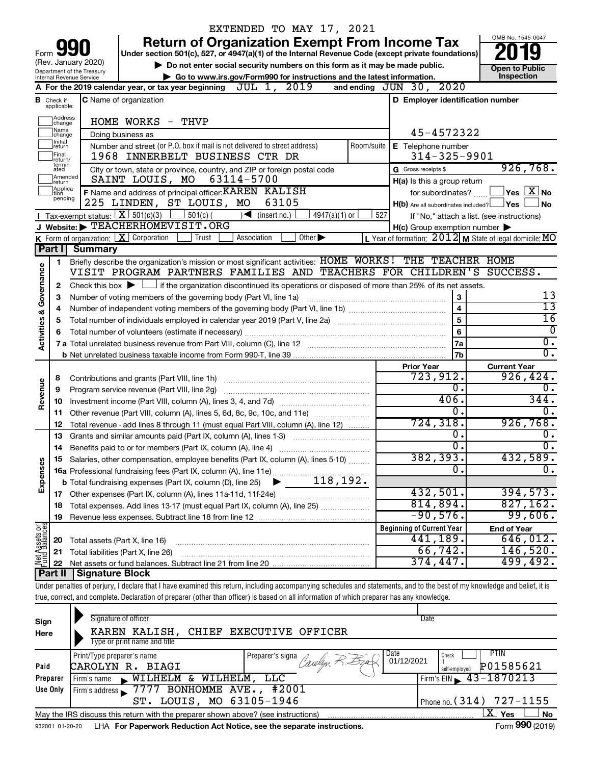EXTENDED TO MAY 17, 2021

# Form 990 — Return of Organization Exempt From Income Tax

(Rev. January 2020)

Department of the Treasury
Internal Revenue Service

**Under section 501(c), 527, or 4947(a)(1) of the Internal Revenue Code (except private foundations)**

▶ Do not enter social security numbers on this form as it may be made public.

▶ Go to www.irs.gov/Form990 for instructions and the latest information.

OMB No. 1545-0047

**2019**

**Open to Public Inspection**

**A** For the 2019 calendar year, or tax year beginning JUL 1, 2019 and ending JUN 30, 2020

**B** Check if applicable: Address change, Name change, Initial return, Final return/terminated, Amended return, Application pending

**C** Name of organization: HOME WORKS - THVP

Doing business as

Number and street (or P.O. box if mail is not delivered to street address): 1968 INNERBELT BUSINESS CTR DR — Room/suite

City or town, state or province, country, and ZIP or foreign postal code: SAINT LOUIS, MO 63114-5700

**D** Employer identification number: 45-4572322

**E** Telephone number: 314-325-9901

**G** Gross receipts $ 926,768.

**F** Name and address of principal officer: KAREN KALISH, 225 LINDEN, ST LOUIS, MO 63105

**H(a)** Is this a group return for subordinates? Yes [ ] No [X]

**H(b)** Are all subordinates included? Yes [ ] No [ ]

If "No," attach a list. (see instructions)

**H(c)** Group exemption number ▶

**I** Tax-exempt status: [X] 501(c)(3) [ ] 501(c) ( ) ◀ (insert no.) [ ] 4947(a)(1) or [ ] 527

**J** Website: ▶ TEACHERHOMEVISIT.ORG

**K** Form of organization: [X] Corporation [ ] Trust [ ] Association [ ] Other ▶

**L** Year of formation: 2012 **M** State of legal domicile: MO

## Part I Summary

**Activities & Governance**

1 Briefly describe the organization's mission or most significant activities: HOME WORKS! THE TEACHER HOME VISIT PROGRAM PARTNERS FAMILIES AND TEACHERS FOR CHILDREN'S SUCCESS.

2 Check this box ▶ [ ] if the organization discontinued its operations or disposed of more than 25% of its net assets.

| | | Line | Value |
|---|---|---|---|
| 3 | Number of voting members of the governing body (Part VI, line 1a) | 3 | 13 |
| 4 | Number of independent voting members of the governing body (Part VI, line 1b) | 4 | 13 |
| 5 | Total number of individuals employed in calendar year 2019 (Part V, line 2a) | 5 | 16 |
| 6 | Total number of volunteers (estimate if necessary) | 6 | 0 |
| 7a | Total unrelated business revenue from Part VIII, column (C), line 12 | 7a | 0. |
| b | Net unrelated business taxable income from Form 990-T, line 39 | 7b | 0. |

| | | Prior Year | Current Year |
|---|---|---|---|
| **Revenue** | | | |
| 8 | Contributions and grants (Part VIII, line 1h) | 723,912. | 926,424. |
| 9 | Program service revenue (Part VIII, line 2g) | 0. | 0. |
| 10 | Investment income (Part VIII, column (A), lines 3, 4, and 7d) | 406. | 344. |
| 11 | Other revenue (Part VIII, column (A), lines 5, 6d, 8c, 9c, 10c, and 11e) | 0. | 0. |
| 12 | Total revenue - add lines 8 through 11 (must equal Part VIII, column (A), line 12) | 724,318. | 926,768. |
| **Expenses** | | | |
| 13 | Grants and similar amounts paid (Part IX, column (A), lines 1-3) | 0. | 0. |
| 14 | Benefits paid to or for members (Part IX, column (A), line 4) | 0. | 0. |
| 15 | Salaries, other compensation, employee benefits (Part IX, column (A), lines 5-10) | 382,393. | 432,589. |
| 16a | Professional fundraising fees (Part IX, column (A), line 11e) | 0. | 0. |
| b | Total fundraising expenses (Part IX, column (D), line 25) ▶ 118,192. | | |
| 17 | Other expenses (Part IX, column (A), lines 11a-11d, 11f-24e) | 432,501. | 394,573. |
| 18 | Total expenses. Add lines 13-17 (must equal Part IX, column (A), line 25) | 814,894. | 827,162. |
| 19 | Revenue less expenses. Subtract line 18 from line 12 | -90,576. | 99,606. |

| **Net Assets or Fund Balances** | | Beginning of Current Year | End of Year |
|---|---|---|---|
| 20 | Total assets (Part X, line 16) | 441,189. | 646,012. |
| 21 | Total liabilities (Part X, line 26) | 66,742. | 146,520. |
| 22 | Net assets or fund balances. Subtract line 21 from line 20 | 374,447. | 499,492. |

## Part II Signature Block

Under penalties of perjury, I declare that I have examined this return, including accompanying schedules and statements, and to the best of my knowledge and belief, it is true, correct, and complete. Declaration of preparer (other than officer) is based on all information of which preparer has any knowledge.

**Sign Here**

Signature of officer — Date

KAREN KALISH, CHIEF EXECUTIVE OFFICER

Type or print name and title

**Paid Preparer Use Only**

| Print/Type preparer's name | Preparer's signature | Date | Check if self-employed | PTIN |
|---|---|---|---|---|
| CAROLYN R. BIAGI | Carolyn R. Biagi | 01/12/2021 | [ ] | P01585621 |

Firm's name ▶ WILHELM & WILHELM, LLC — Firm's EIN ▶ 43-1870213

Firm's address ▶ 7777 BONHOMME AVE., #2001, ST. LOUIS, MO 63105-1946 — Phone no. (314) 727-1155

May the IRS discuss this return with the preparer shown above? (see instructions) [X] Yes [ ] No

932001 01-20-20 LHA For Paperwork Reduction Act Notice, see the separate instructions. Form 990 (2019)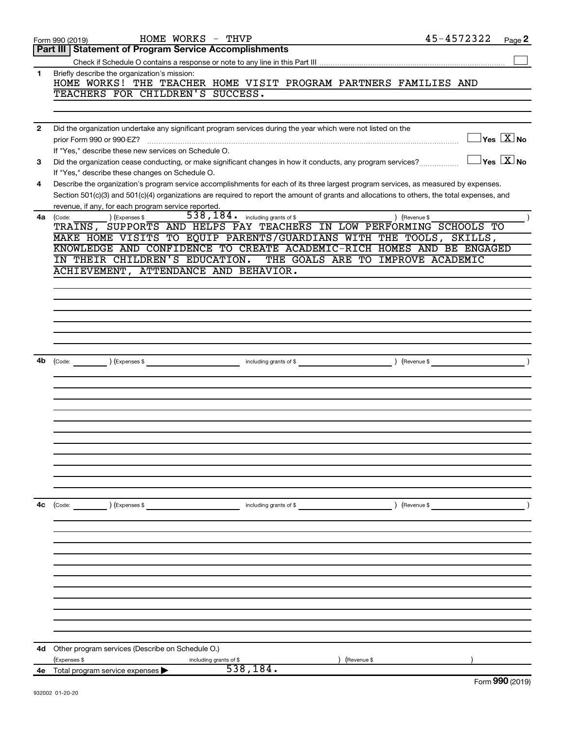Form 990 (2019) HOME WORKS - THVP 45-4572322 Page 2

## Part III | Statement of Program Service Accomplishments

Check if Schedule O contains a response or note to any line in this Part III ☐

**1** Briefly describe the organization's mission:

HOME WORKS! THE TEACHER HOME VISIT PROGRAM PARTNERS FAMILIES AND TEACHERS FOR CHILDREN'S SUCCESS.

**2** Did the organization undertake any significant program services during the year which were not listed on the prior Form 990 or 990-EZ? ☐ Yes ☒ No

If "Yes," describe these new services on Schedule O.

**3** Did the organization cease conducting, or make significant changes in how it conducts, any program services? ☐ Yes ☒ No

If "Yes," describe these changes on Schedule O.

**4** Describe the organization's program service accomplishments for each of its three largest program services, as measured by expenses. Section 501(c)(3) and 501(c)(4) organizations are required to report the amount of grants and allocations to others, the total expenses, and revenue, if any, for each program service reported.

**4a** (Code: ) (Expenses $ 538,184. including grants of $ ) (Revenue $ )

TRAINS, SUPPORTS AND HELPS PAY TEACHERS IN LOW PERFORMING SCHOOLS TO MAKE HOME VISITS TO EQUIP PARENTS/GUARDIANS WITH THE TOOLS, SKILLS, KNOWLEDGE AND CONFIDENCE TO CREATE ACADEMIC-RICH HOMES AND BE ENGAGED IN THEIR CHILDREN'S EDUCATION. THE GOALS ARE TO IMPROVE ACADEMIC ACHIEVEMENT, ATTENDANCE AND BEHAVIOR.

**4b** (Code: ) (Expenses $ including grants of $ ) (Revenue $ )

**4c** (Code: ) (Expenses $ including grants of $ ) (Revenue $ )

**4d** Other program services (Describe on Schedule O.)

(Expenses $ including grants of $ ) (Revenue $ )

**4e** Total program service expenses ▶ 538,184.

Form **990** (2019)

932002 01-20-20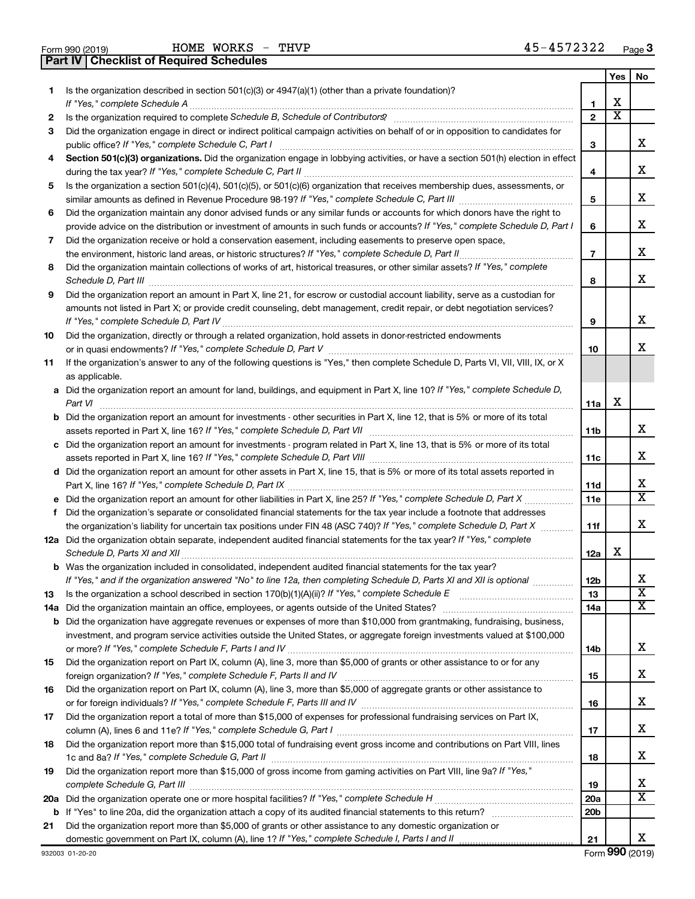Form 990 (2019) HOME WORKS - THVP 45-4572322 Page **3**

## Part IV | Checklist of Required Schedules

| | | | Yes | No |
|---|---|---|---|---|
| **1** | Is the organization described in section 501(c)(3) or 4947(a)(1) (other than a private foundation)? *If "Yes," complete Schedule A* | **1** | X | |
| **2** | Is the organization required to complete *Schedule B, Schedule of Contributors*? | **2** | X | |
| **3** | Did the organization engage in direct or indirect political campaign activities on behalf of or in opposition to candidates for public office? *If "Yes," complete Schedule C, Part I* | **3** | | X |
| **4** | **Section 501(c)(3) organizations.** Did the organization engage in lobbying activities, or have a section 501(h) election in effect during the tax year? *If "Yes," complete Schedule C, Part II* | **4** | | X |
| **5** | Is the organization a section 501(c)(4), 501(c)(5), or 501(c)(6) organization that receives membership dues, assessments, or similar amounts as defined in Revenue Procedure 98-19? *If "Yes," complete Schedule C, Part III* | **5** | | X |
| **6** | Did the organization maintain any donor advised funds or any similar funds or accounts for which donors have the right to provide advice on the distribution or investment of amounts in such funds or accounts? *If "Yes," complete Schedule D, Part I* | **6** | | X |
| **7** | Did the organization receive or hold a conservation easement, including easements to preserve open space, the environment, historic land areas, or historic structures? *If "Yes," complete Schedule D, Part II* | **7** | | X |
| **8** | Did the organization maintain collections of works of art, historical treasures, or other similar assets? *If "Yes," complete Schedule D, Part III* | **8** | | X |
| **9** | Did the organization report an amount in Part X, line 21, for escrow or custodial account liability, serve as a custodian for amounts not listed in Part X; or provide credit counseling, debt management, credit repair, or debt negotiation services? *If "Yes," complete Schedule D, Part IV* | **9** | | X |
| **10** | Did the organization, directly or through a related organization, hold assets in donor-restricted endowments or in quasi endowments? *If "Yes," complete Schedule D, Part V* | **10** | | X |
| **11** | If the organization's answer to any of the following questions is "Yes," then complete Schedule D, Parts VI, VII, VIII, IX, or X as applicable. | | | |
| **a** | Did the organization report an amount for land, buildings, and equipment in Part X, line 10? *If "Yes," complete Schedule D, Part VI* | **11a** | X | |
| **b** | Did the organization report an amount for investments - other securities in Part X, line 12, that is 5% or more of its total assets reported in Part X, line 16? *If "Yes," complete Schedule D, Part VII* | **11b** | | X |
| **c** | Did the organization report an amount for investments - program related in Part X, line 13, that is 5% or more of its total assets reported in Part X, line 16? *If "Yes," complete Schedule D, Part VIII* | **11c** | | X |
| **d** | Did the organization report an amount for other assets in Part X, line 15, that is 5% or more of its total assets reported in Part X, line 16? *If "Yes," complete Schedule D, Part IX* | **11d** | | X |
| **e** | Did the organization report an amount for other liabilities in Part X, line 25? *If "Yes," complete Schedule D, Part X* | **11e** | | X |
| **f** | Did the organization's separate or consolidated financial statements for the tax year include a footnote that addresses the organization's liability for uncertain tax positions under FIN 48 (ASC 740)? *If "Yes," complete Schedule D, Part X* | **11f** | | X |
| **12a** | Did the organization obtain separate, independent audited financial statements for the tax year? *If "Yes," complete Schedule D, Parts XI and XII* | **12a** | X | |
| **b** | Was the organization included in consolidated, independent audited financial statements for the tax year? *If "Yes," and if the organization answered "No" to line 12a, then completing Schedule D, Parts XI and XII is optional* | **12b** | | X |
| **13** | Is the organization a school described in section 170(b)(1)(A)(ii)? *If "Yes," complete Schedule E* | **13** | | X |
| **14a** | Did the organization maintain an office, employees, or agents outside of the United States? | **14a** | | X |
| **b** | Did the organization have aggregate revenues or expenses of more than $10,000 from grantmaking, fundraising, business, investment, and program service activities outside the United States, or aggregate foreign investments valued at $100,000 or more? *If "Yes," complete Schedule F, Parts I and IV* | **14b** | | X |
| **15** | Did the organization report on Part IX, column (A), line 3, more than $5,000 of grants or other assistance to or for any foreign organization? *If "Yes," complete Schedule F, Parts II and IV* | **15** | | X |
| **16** | Did the organization report on Part IX, column (A), line 3, more than $5,000 of aggregate grants or other assistance to or for foreign individuals? *If "Yes," complete Schedule F, Parts III and IV* | **16** | | X |
| **17** | Did the organization report a total of more than $15,000 of expenses for professional fundraising services on Part IX, column (A), lines 6 and 11e? *If "Yes," complete Schedule G, Part I* | **17** | | X |
| **18** | Did the organization report more than $15,000 total of fundraising event gross income and contributions on Part VIII, lines 1c and 8a? *If "Yes," complete Schedule G, Part II* | **18** | | X |
| **19** | Did the organization report more than $15,000 of gross income from gaming activities on Part VIII, line 9a? *If "Yes," complete Schedule G, Part III* | **19** | | X |
| **20a** | Did the organization operate one or more hospital facilities? *If "Yes," complete Schedule H* | **20a** | | X |
| **b** | If "Yes" to line 20a, did the organization attach a copy of its audited financial statements to this return? | **20b** | | |
| **21** | Did the organization report more than $5,000 of grants or other assistance to any domestic organization or domestic government on Part IX, column (A), line 1? *If "Yes," complete Schedule I, Parts I and II* | **21** | | X |

932003 01-20-20 Form **990** (2019)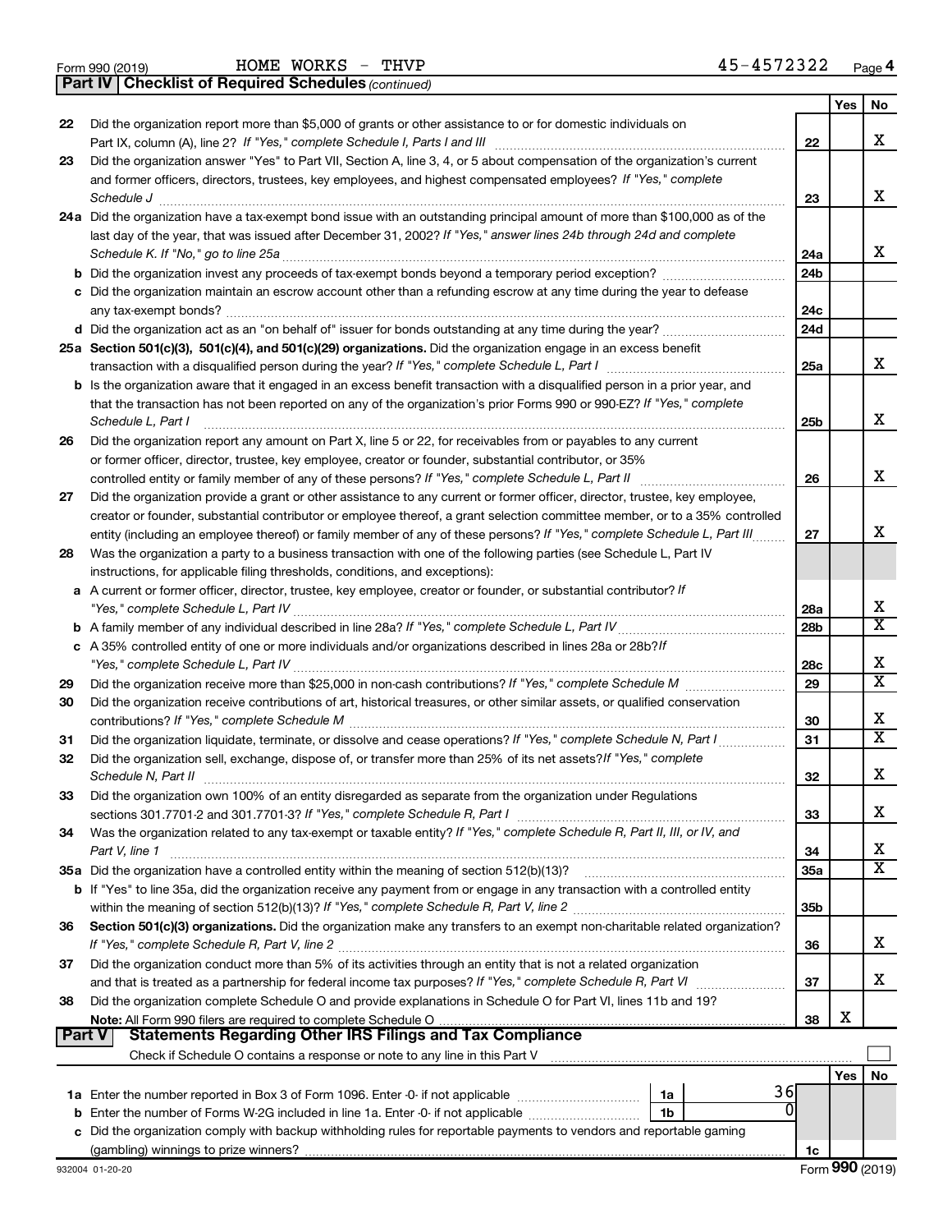Form 990 (2019) HOME WORKS - THVP 45-4572322 Page 4

**Part IV | Checklist of Required Schedules** *(continued)*

| | | | Yes | No |
|---|---|---|---|---|
| 22 | Did the organization report more than $5,000 of grants or other assistance to or for domestic individuals on Part IX, column (A), line 2? *If "Yes," complete Schedule I, Parts I and III* | 22 | | X |
| 23 | Did the organization answer "Yes" to Part VII, Section A, line 3, 4, or 5 about compensation of the organization's current and former officers, directors, trustees, key employees, and highest compensated employees? *If "Yes," complete Schedule J* | 23 | | X |
| 24a | Did the organization have a tax-exempt bond issue with an outstanding principal amount of more than $100,000 as of the last day of the year, that was issued after December 31, 2002? *If "Yes," answer lines 24b through 24d and complete Schedule K. If "No," go to line 25a* | 24a | | X |
| b | Did the organization invest any proceeds of tax-exempt bonds beyond a temporary period exception? | 24b | | |
| c | Did the organization maintain an escrow account other than a refunding escrow at any time during the year to defease any tax-exempt bonds? | 24c | | |
| d | Did the organization act as an "on behalf of" issuer for bonds outstanding at any time during the year? | 24d | | |
| 25a | **Section 501(c)(3), 501(c)(4), and 501(c)(29) organizations.** Did the organization engage in an excess benefit transaction with a disqualified person during the year? *If "Yes," complete Schedule L, Part I* | 25a | | X |
| b | Is the organization aware that it engaged in an excess benefit transaction with a disqualified person in a prior year, and that the transaction has not been reported on any of the organization's prior Forms 990 or 990-EZ? *If "Yes," complete Schedule L, Part I* | 25b | | X |
| 26 | Did the organization report any amount on Part X, line 5 or 22, for receivables from or payables to any current or former officer, director, trustee, key employee, creator or founder, substantial contributor, or 35% controlled entity or family member of any of these persons? *If "Yes," complete Schedule L, Part II* | 26 | | X |
| 27 | Did the organization provide a grant or other assistance to any current or former officer, director, trustee, key employee, creator or founder, substantial contributor or employee thereof, a grant selection committee member, or to a 35% controlled entity (including an employee thereof) or family member of any of these persons? *If "Yes," complete Schedule L, Part III* | 27 | | X |
| 28 | Was the organization a party to a business transaction with one of the following parties (see Schedule L, Part IV instructions, for applicable filing thresholds, conditions, and exceptions): | | | |
| a | A current or former officer, director, trustee, key employee, creator or founder, or substantial contributor? *If "Yes," complete Schedule L, Part IV* | 28a | | X |
| b | A family member of any individual described in line 28a? *If "Yes," complete Schedule L, Part IV* | 28b | | X |
| c | A 35% controlled entity of one or more individuals and/or organizations described in lines 28a or 28b? *If "Yes," complete Schedule L, Part IV* | 28c | | X |
| 29 | Did the organization receive more than $25,000 in non-cash contributions? *If "Yes," complete Schedule M* | 29 | | X |
| 30 | Did the organization receive contributions of art, historical treasures, or other similar assets, or qualified conservation contributions? *If "Yes," complete Schedule M* | 30 | | X |
| 31 | Did the organization liquidate, terminate, or dissolve and cease operations? *If "Yes," complete Schedule N, Part I* | 31 | | X |
| 32 | Did the organization sell, exchange, dispose of, or transfer more than 25% of its net assets? *If "Yes," complete Schedule N, Part II* | 32 | | X |
| 33 | Did the organization own 100% of an entity disregarded as separate from the organization under Regulations sections 301.7701-2 and 301.7701-3? *If "Yes," complete Schedule R, Part I* | 33 | | X |
| 34 | Was the organization related to any tax-exempt or taxable entity? *If "Yes," complete Schedule R, Part II, III, or IV, and Part V, line 1* | 34 | | X |
| 35a | Did the organization have a controlled entity within the meaning of section 512(b)(13)? | 35a | | X |
| b | If "Yes" to line 35a, did the organization receive any payment from or engage in any transaction with a controlled entity within the meaning of section 512(b)(13)? *If "Yes," complete Schedule R, Part V, line 2* | 35b | | |
| 36 | **Section 501(c)(3) organizations.** Did the organization make any transfers to an exempt non-charitable related organization? *If "Yes," complete Schedule R, Part V, line 2* | 36 | | X |
| 37 | Did the organization conduct more than 5% of its activities through an entity that is not a related organization and that is treated as a partnership for federal income tax purposes? *If "Yes," complete Schedule R, Part VI* | 37 | | X |
| 38 | Did the organization complete Schedule O and provide explanations in Schedule O for Part VI, lines 11b and 19? **Note:** All Form 990 filers are required to complete Schedule O | 38 | X | |

**Part V | Statements Regarding Other IRS Filings and Tax Compliance**

Check if Schedule O contains a response or note to any line in this Part V ☐

| | | | | | Yes | No |
|---|---|---|---|---|---|---|
| 1a | Enter the number reported in Box 3 of Form 1096. Enter -0- if not applicable | 1a | 36 | | | |
| b | Enter the number of Forms W-2G included in line 1a. Enter -0- if not applicable | 1b | 0 | | | |
| c | Did the organization comply with backup withholding rules for reportable payments to vendors and reportable gaming (gambling) winnings to prize winners? | | | 1c | | |

932004 01-20-20 Form **990** (2019)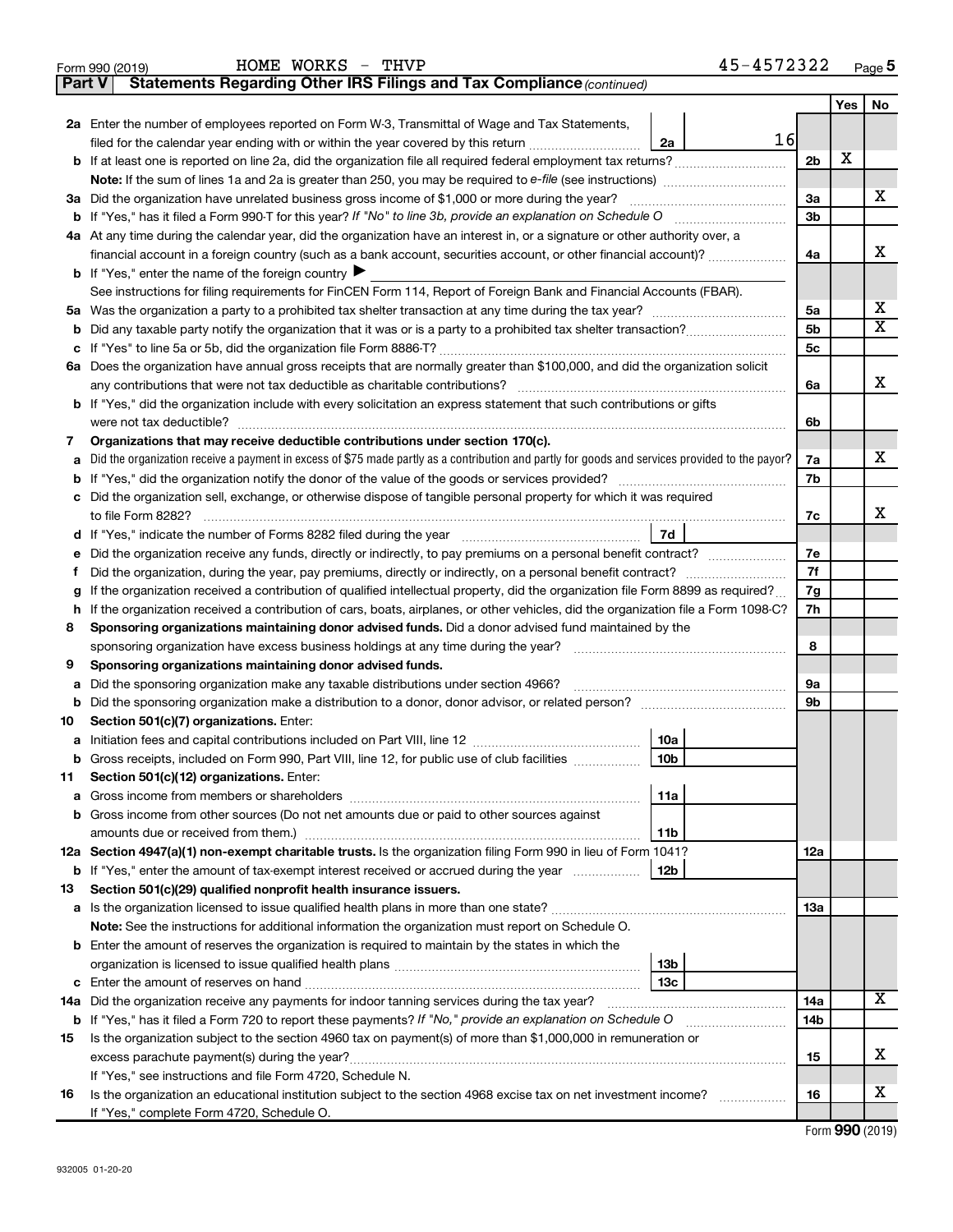Form 990 (2019) HOME WORKS - THVP 45-4572322 Page 5

**Part V Statements Regarding Other IRS Filings and Tax Compliance** *(continued)*

| | | | | Yes | No |
|---|---|---|---|---|---|
| **2a** | Enter the number of employees reported on Form W-3, Transmittal of Wage and Tax Statements, filed for the calendar year ending with or within the year covered by this return | 2a: 16 | | | |
| **b** | If at least one is reported on line 2a, did the organization file all required federal employment tax returns? | | 2b | X | |
| | **Note:** If the sum of lines 1a and 2a is greater than 250, you may be required to *e-file* (see instructions) | | | | |
| **3a** | Did the organization have unrelated business gross income of $1,000 or more during the year? | | 3a | | X |
| **b** | If "Yes," has it filed a Form 990-T for this year? *If "No" to line 3b, provide an explanation on Schedule O* | | 3b | | |
| **4a** | At any time during the calendar year, did the organization have an interest in, or a signature or other authority over, a financial account in a foreign country (such as a bank account, securities account, or other financial account)? | | 4a | | X |
| **b** | If "Yes," enter the name of the foreign country ▶ | | | | |
| | See instructions for filing requirements for FinCEN Form 114, Report of Foreign Bank and Financial Accounts (FBAR). | | | | |
| **5a** | Was the organization a party to a prohibited tax shelter transaction at any time during the tax year? | | 5a | | X |
| **b** | Did any taxable party notify the organization that it was or is a party to a prohibited tax shelter transaction? | | 5b | | X |
| **c** | If "Yes" to line 5a or 5b, did the organization file Form 8886-T? | | 5c | | |
| **6a** | Does the organization have annual gross receipts that are normally greater than $100,000, and did the organization solicit any contributions that were not tax deductible as charitable contributions? | | 6a | | X |
| **b** | If "Yes," did the organization include with every solicitation an express statement that such contributions or gifts were not tax deductible? | | 6b | | |
| **7** | **Organizations that may receive deductible contributions under section 170(c).** | | | | |
| **a** | Did the organization receive a payment in excess of $75 made partly as a contribution and partly for goods and services provided to the payor? | | 7a | | X |
| **b** | If "Yes," did the organization notify the donor of the value of the goods or services provided? | | 7b | | |
| **c** | Did the organization sell, exchange, or otherwise dispose of tangible personal property for which it was required to file Form 8282? | | 7c | | X |
| **d** | If "Yes," indicate the number of Forms 8282 filed during the year | 7d | | | |
| **e** | Did the organization receive any funds, directly or indirectly, to pay premiums on a personal benefit contract? | | 7e | | |
| **f** | Did the organization, during the year, pay premiums, directly or indirectly, on a personal benefit contract? | | 7f | | |
| **g** | If the organization received a contribution of qualified intellectual property, did the organization file Form 8899 as required? | | 7g | | |
| **h** | If the organization received a contribution of cars, boats, airplanes, or other vehicles, did the organization file a Form 1098-C? | | 7h | | |
| **8** | **Sponsoring organizations maintaining donor advised funds.** Did a donor advised fund maintained by the sponsoring organization have excess business holdings at any time during the year? | | 8 | | |
| **9** | **Sponsoring organizations maintaining donor advised funds.** | | | | |
| **a** | Did the sponsoring organization make any taxable distributions under section 4966? | | 9a | | |
| **b** | Did the sponsoring organization make a distribution to a donor, donor advisor, or related person? | | 9b | | |
| **10** | **Section 501(c)(7) organizations.** Enter: | | | | |
| **a** | Initiation fees and capital contributions included on Part VIII, line 12 | 10a | | | |
| **b** | Gross receipts, included on Form 990, Part VIII, line 12, for public use of club facilities | 10b | | | |
| **11** | **Section 501(c)(12) organizations.** Enter: | | | | |
| **a** | Gross income from members or shareholders | 11a | | | |
| **b** | Gross income from other sources (Do not net amounts due or paid to other sources against amounts due or received from them.) | 11b | | | |
| **12a** | **Section 4947(a)(1) non-exempt charitable trusts.** Is the organization filing Form 990 in lieu of Form 1041? | | 12a | | |
| **b** | If "Yes," enter the amount of tax-exempt interest received or accrued during the year | 12b | | | |
| **13** | **Section 501(c)(29) qualified nonprofit health insurance issuers.** | | | | |
| **a** | Is the organization licensed to issue qualified health plans in more than one state? | | 13a | | |
| | **Note:** See the instructions for additional information the organization must report on Schedule O. | | | | |
| **b** | Enter the amount of reserves the organization is required to maintain by the states in which the organization is licensed to issue qualified health plans | 13b | | | |
| **c** | Enter the amount of reserves on hand | 13c | | | |
| **14a** | Did the organization receive any payments for indoor tanning services during the tax year? | | 14a | | X |
| **b** | If "Yes," has it filed a Form 720 to report these payments? *If "No," provide an explanation on Schedule O* | | 14b | | |
| **15** | Is the organization subject to the section 4960 tax on payment(s) of more than $1,000,000 in remuneration or excess parachute payment(s) during the year? | | 15 | | X |
| | If "Yes," see instructions and file Form 4720, Schedule N. | | | | |
| **16** | Is the organization an educational institution subject to the section 4968 excise tax on net investment income? | | 16 | | X |
| | If "Yes," complete Form 4720, Schedule O. | | | | |

Form **990** (2019)

932005 01-20-20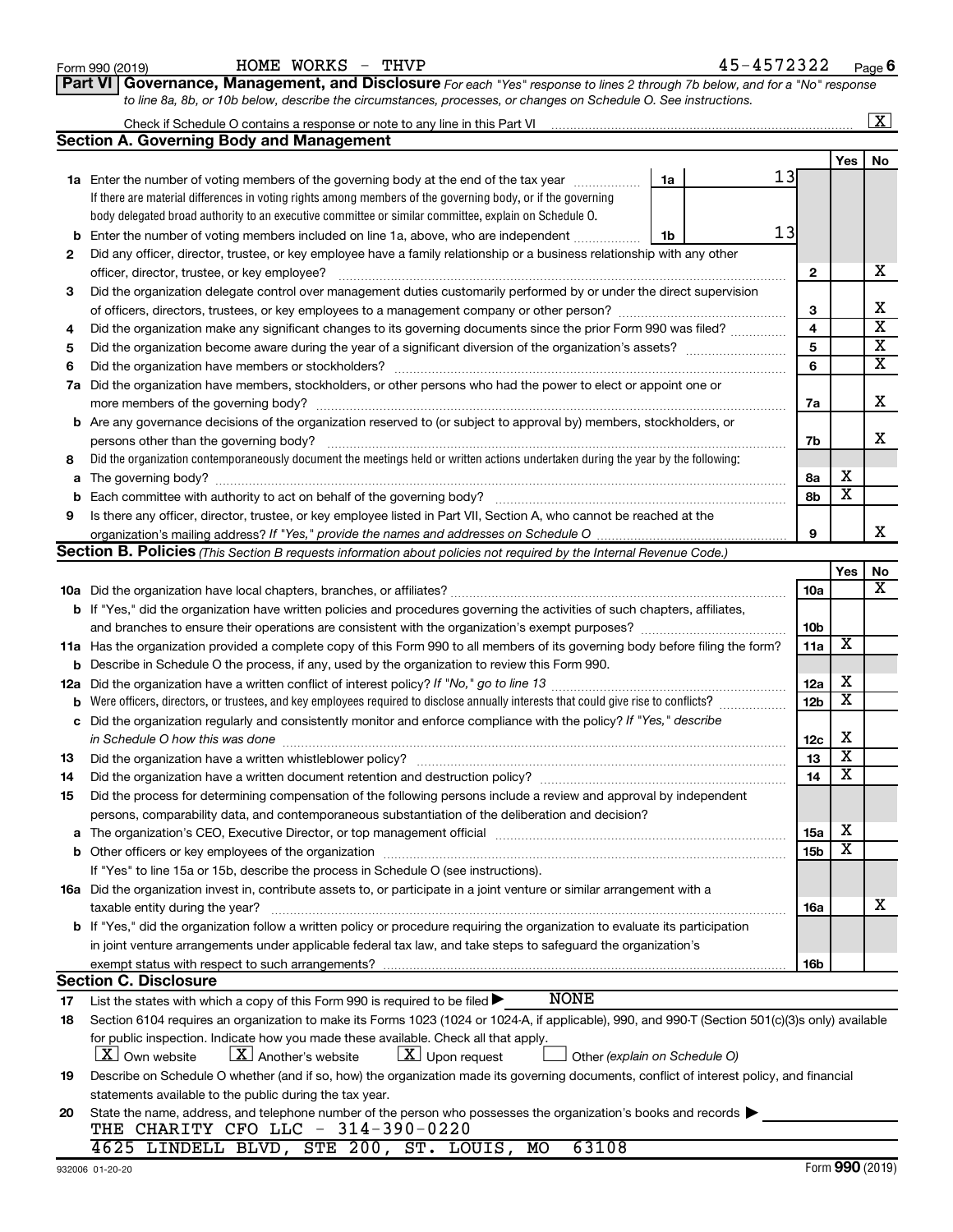Form 990 (2019) HOME WORKS - THVP 45-4572322 Page 6

## Part VI Governance, Management, and Disclosure

*For each "Yes" response to lines 2 through 7b below, and for a "No" response to line 8a, 8b, or 10b below, describe the circumstances, processes, or changes on Schedule O. See instructions.*

Check if Schedule O contains a response or note to any line in this Part VI [X]

### Section A. Governing Body and Management

| | | | | Yes | No |
|---|---|---|---|---|---|
| **1a** | Enter the number of voting members of the governing body at the end of the tax year — If there are material differences in voting rights among members of the governing body, or if the governing body delegated broad authority to an executive committee or similar committee, explain on Schedule O. | 1a: 13 | | | |
| **b** | Enter the number of voting members included on line 1a, above, who are independent | 1b: 13 | | | |
| **2** | Did any officer, director, trustee, or key employee have a family relationship or a business relationship with any other officer, director, trustee, or key employee? | | 2 | | X |
| **3** | Did the organization delegate control over management duties customarily performed by or under the direct supervision of officers, directors, trustees, or key employees to a management company or other person? | | 3 | | X |
| **4** | Did the organization make any significant changes to its governing documents since the prior Form 990 was filed? | | 4 | | X |
| **5** | Did the organization become aware during the year of a significant diversion of the organization's assets? | | 5 | | X |
| **6** | Did the organization have members or stockholders? | | 6 | | X |
| **7a** | Did the organization have members, stockholders, or other persons who had the power to elect or appoint one or more members of the governing body? | | 7a | | X |
| **b** | Are any governance decisions of the organization reserved to (or subject to approval by) members, stockholders, or persons other than the governing body? | | 7b | | X |
| **8** | Did the organization contemporaneously document the meetings held or written actions undertaken during the year by the following: | | | | |
| **a** | The governing body? | | 8a | X | |
| **b** | Each committee with authority to act on behalf of the governing body? | | 8b | X | |
| **9** | Is there any officer, director, trustee, or key employee listed in Part VII, Section A, who cannot be reached at the organization's mailing address? *If "Yes," provide the names and addresses on Schedule O* | | 9 | | X |

### Section B. Policies *(This Section B requests information about policies not required by the Internal Revenue Code.)*

| | | | Yes | No |
|---|---|---|---|---|
| **10a** | Did the organization have local chapters, branches, or affiliates? | 10a | | X |
| **b** | If "Yes," did the organization have written policies and procedures governing the activities of such chapters, affiliates, and branches to ensure their operations are consistent with the organization's exempt purposes? | 10b | | |
| **11a** | Has the organization provided a complete copy of this Form 990 to all members of its governing body before filing the form? | 11a | X | |
| **b** | Describe in Schedule O the process, if any, used by the organization to review this Form 990. | | | |
| **12a** | Did the organization have a written conflict of interest policy? *If "No," go to line 13* | 12a | X | |
| **b** | Were officers, directors, or trustees, and key employees required to disclose annually interests that could give rise to conflicts? | 12b | X | |
| **c** | Did the organization regularly and consistently monitor and enforce compliance with the policy? *If "Yes," describe in Schedule O how this was done* | 12c | X | |
| **13** | Did the organization have a written whistleblower policy? | 13 | X | |
| **14** | Did the organization have a written document retention and destruction policy? | 14 | X | |
| **15** | Did the process for determining compensation of the following persons include a review and approval by independent persons, comparability data, and contemporaneous substantiation of the deliberation and decision? | | | |
| **a** | The organization's CEO, Executive Director, or top management official | 15a | X | |
| **b** | Other officers or key employees of the organization | 15b | X | |
| | If "Yes" to line 15a or 15b, describe the process in Schedule O (see instructions). | | | |
| **16a** | Did the organization invest in, contribute assets to, or participate in a joint venture or similar arrangement with a taxable entity during the year? | 16a | | X |
| **b** | If "Yes," did the organization follow a written policy or procedure requiring the organization to evaluate its participation in joint venture arrangements under applicable federal tax law, and take steps to safeguard the organization's exempt status with respect to such arrangements? | 16b | | |

### Section C. Disclosure

**17** List the states with which a copy of this Form 990 is required to be filed ▶ NONE

**18** Section 6104 requires an organization to make its Forms 1023 (1024 or 1024-A, if applicable), 990, and 990-T (Section 501(c)(3)s only) available for public inspection. Indicate how you made these available. Check all that apply.

[X] Own website [X] Another's website [X] Upon request [ ] Other *(explain on Schedule O)*

**19** Describe on Schedule O whether (and if so, how) the organization made its governing documents, conflict of interest policy, and financial statements available to the public during the tax year.

**20** State the name, address, and telephone number of the person who possesses the organization's books and records ▶

THE CHARITY CFO LLC - 314-390-0220
4625 LINDELL BLVD, STE 200, ST. LOUIS, MO 63108

932006 01-20-20 Form **990** (2019)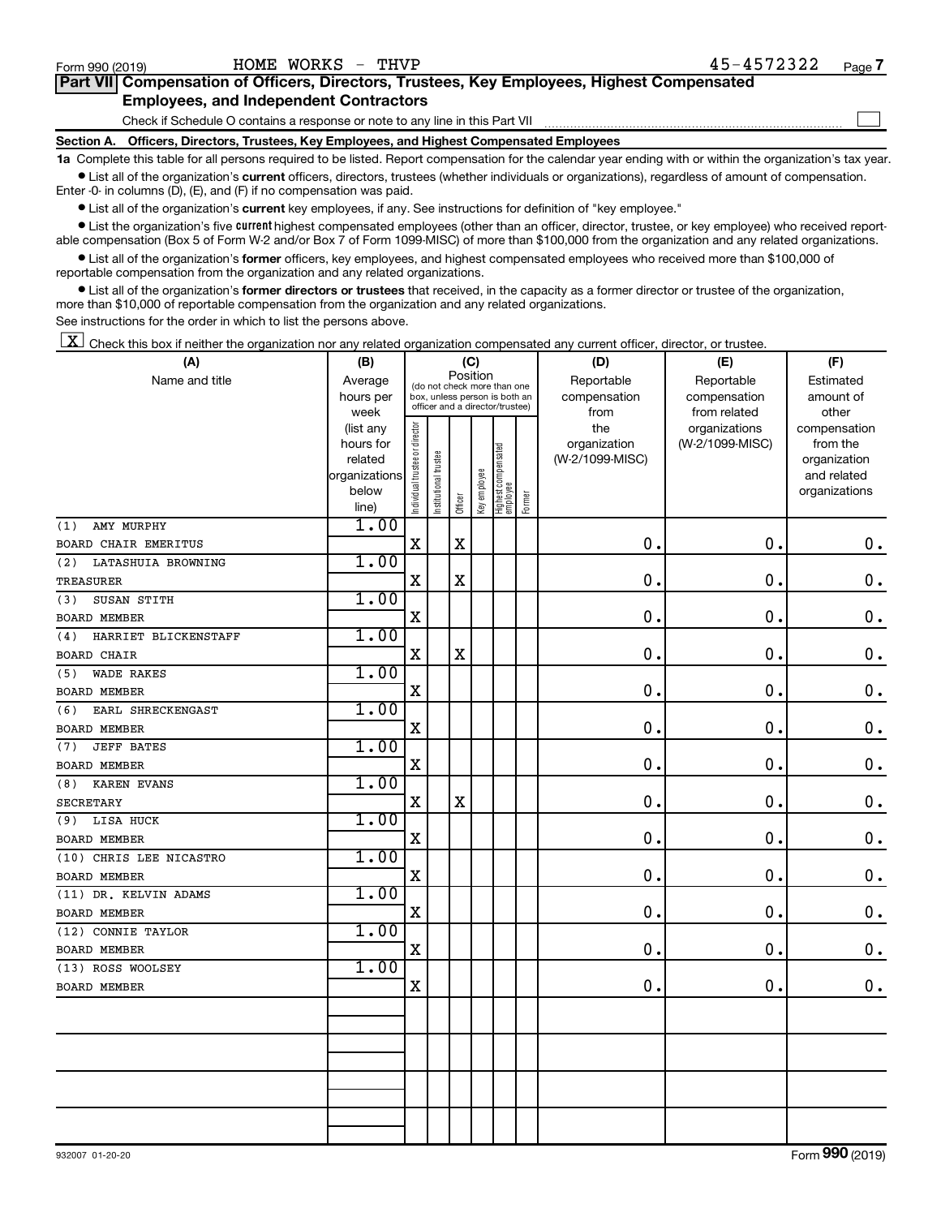Form 990 (2019) HOME WORKS - THVP 45-4572322 Page 7

**Part VII Compensation of Officers, Directors, Trustees, Key Employees, Highest Compensated Employees, and Independent Contractors**

Check if Schedule O contains a response or note to any line in this Part VII ☐

**Section A. Officers, Directors, Trustees, Key Employees, and Highest Compensated Employees**

**1a** Complete this table for all persons required to be listed. Report compensation for the calendar year ending with or within the organization's tax year.

- List all of the organization's **current** officers, directors, trustees (whether individuals or organizations), regardless of amount of compensation. Enter -0- in columns (D), (E), and (F) if no compensation was paid.
- List all of the organization's **current** key employees, if any. See instructions for definition of "key employee."
- List the organization's five **current** highest compensated employees (other than an officer, director, trustee, or key employee) who received reportable compensation (Box 5 of Form W-2 and/or Box 7 of Form 1099-MISC) of more than $100,000 from the organization and any related organizations.
- List all of the organization's **former** officers, key employees, and highest compensated employees who received more than $100,000 of reportable compensation from the organization and any related organizations.
- List all of the organization's **former directors or trustees** that received, in the capacity as a former director or trustee of the organization, more than $10,000 of reportable compensation from the organization and any related organizations.

See instructions for the order in which to list the persons above.

☒ Check this box if neither the organization nor any related organization compensated any current officer, director, or trustee.

| (A) Name and title | (B) Average hours per week (list any hours for related organizations below line) | (C) Position (do not check more than one box, unless person is both an officer and a director/trustee): Individual trustee or director | Institutional trustee | Officer | Key employee | Highest compensated employee | Former | (D) Reportable compensation from the organization (W-2/1099-MISC) | (E) Reportable compensation from related organizations (W-2/1099-MISC) | (F) Estimated amount of other compensation from the organization and related organizations |
|---|---|---|---|---|---|---|---|---|---|---|
| (1) AMY MURPHY<br>BOARD CHAIR EMERITUS | 1.00 | X | | X | | | | 0. | 0. | 0. |
| (2) LATASHUIA BROWNING<br>TREASURER | 1.00 | X | | X | | | | 0. | 0. | 0. |
| (3) SUSAN STITH<br>BOARD MEMBER | 1.00 | X | | | | | | 0. | 0. | 0. |
| (4) HARRIET BLICKENSTAFF<br>BOARD CHAIR | 1.00 | X | | X | | | | 0. | 0. | 0. |
| (5) WADE RAKES<br>BOARD MEMBER | 1.00 | X | | | | | | 0. | 0. | 0. |
| (6) EARL SHRECKENGAST<br>BOARD MEMBER | 1.00 | X | | | | | | 0. | 0. | 0. |
| (7) JEFF BATES<br>BOARD MEMBER | 1.00 | X | | | | | | 0. | 0. | 0. |
| (8) KAREN EVANS<br>SECRETARY | 1.00 | X | | X | | | | 0. | 0. | 0. |
| (9) LISA HUCK<br>BOARD MEMBER | 1.00 | X | | | | | | 0. | 0. | 0. |
| (10) CHRIS LEE NICASTRO<br>BOARD MEMBER | 1.00 | X | | | | | | 0. | 0. | 0. |
| (11) DR. KELVIN ADAMS<br>BOARD MEMBER | 1.00 | X | | | | | | 0. | 0. | 0. |
| (12) CONNIE TAYLOR<br>BOARD MEMBER | 1.00 | X | | | | | | 0. | 0. | 0. |
| (13) ROSS WOOLSEY<br>BOARD MEMBER | 1.00 | X | | | | | | 0. | 0. | 0. |

932007 01-20-20 Form **990** (2019)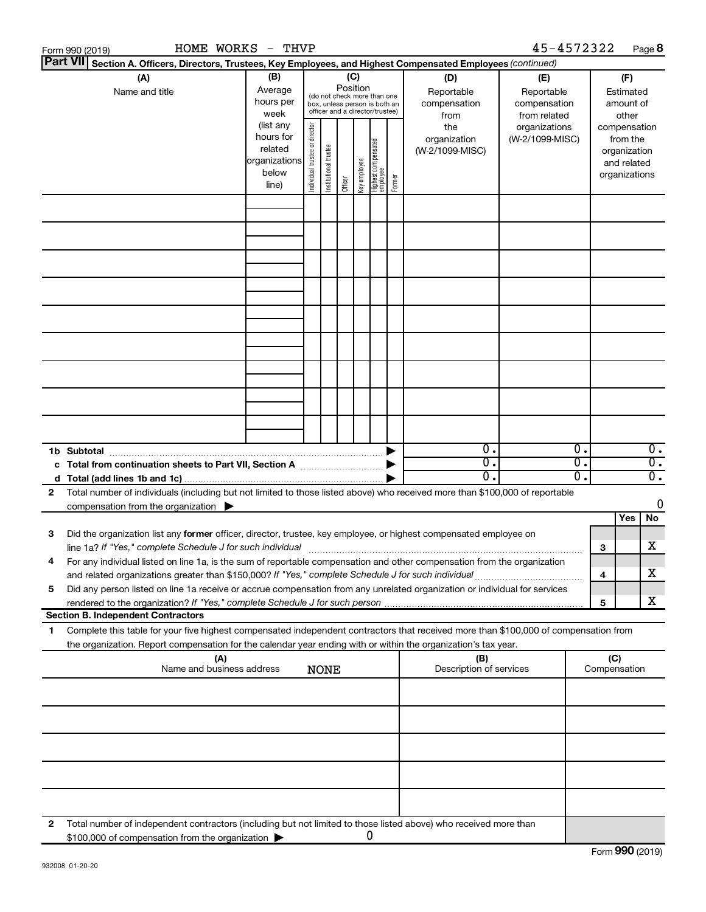Form 990 (2019) HOME WORKS - THVP 45-4572322 Page 8

**Part VII Section A. Officers, Directors, Trustees, Key Employees, and Highest Compensated Employees** *(continued)*

| (A) Name and title | (B) Average hours per week (list any hours for related organizations below line) | (C) Position (do not check more than one box, unless person is both an officer and a director/trustee): Individual trustee or director | Institutional trustee | Officer | Key employee | Highest compensated employee | Former | (D) Reportable compensation from the organization (W-2/1099-MISC) | (E) Reportable compensation from related organizations (W-2/1099-MISC) | (F) Estimated amount of other compensation from the organization and related organizations |
|---|---|---|---|---|---|---|---|---|---|---|
| | | | | | | | | | | |
| | | | | | | | | | | |
| | | | | | | | | | | |
| | | | | | | | | | | |
| | | | | | | | | | | |
| | | | | | | | | | | |
| | | | | | | | | | | |
| | | | | | | | | | | |
| | | | | | | | | | | |
| **1b Subtotal** ▶ | | | | | | | | 0. | 0. | 0. |
| **c Total from continuation sheets to Part VII, Section A** ▶ | | | | | | | | 0. | 0. | 0. |
| **d Total (add lines 1b and 1c)** ▶ | | | | | | | | 0. | 0. | 0. |

**2** Total number of individuals (including but not limited to those listed above) who received more than $100,000 of reportable compensation from the organization ▶ 0

| | | Yes | No |
|---|---|---|---|
| **3** Did the organization list any **former** officer, director, trustee, key employee, or highest compensated employee on line 1a? *If "Yes," complete Schedule J for such individual* | 3 | | X |
| **4** For any individual listed on line 1a, is the sum of reportable compensation and other compensation from the organization and related organizations greater than $150,000? *If "Yes," complete Schedule J for such individual* | 4 | | X |
| **5** Did any person listed on line 1a receive or accrue compensation from any unrelated organization or individual for services rendered to the organization? *If "Yes," complete Schedule J for such person* | 5 | | X |

**Section B. Independent Contractors**

**1** Complete this table for your five highest compensated independent contractors that received more than $100,000 of compensation from the organization. Report compensation for the calendar year ending with or within the organization's tax year.

| (A) Name and business address | (B) Description of services | (C) Compensation |
|---|---|---|
| NONE | | |
| | | |
| | | |
| | | |
| | | |

**2** Total number of independent contractors (including but not limited to those listed above) who received more than $100,000 of compensation from the organization ▶ 0

Form **990** (2019)

932008 01-20-20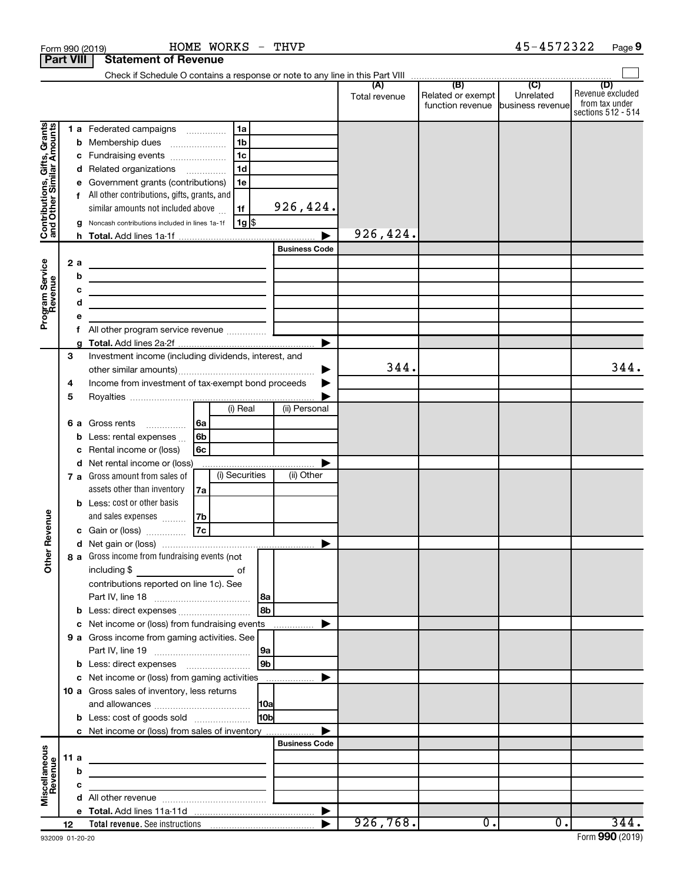Form 990 (2019) HOME WORKS - THVP 45-4572322 Page **9**

**Part VIII** **Statement of Revenue**

Check if Schedule O contains a response or note to any line in this Part VIII ☐

| | | | (A) Total revenue | (B) Related or exempt function revenue | (C) Unrelated business revenue | (D) Revenue excluded from tax under sections 512 - 514 |
|---|---|---|---|---|---|---|
| **Contributions, Gifts, Grants and Other Similar Amounts** | 1 a Federated campaigns | 1a | | | | |
| | b Membership dues | 1b | | | | |
| | c Fundraising events | 1c | | | | |
| | d Related organizations | 1d | | | | |
| | e Government grants (contributions) | 1e | | | | |
| | f All other contributions, gifts, grants, and similar amounts not included above | 1f 926,424. | | | | |
| | g Noncash contributions included in lines 1a-1f | 1g $ | | | | |
| | h **Total.** Add lines 1a-1f | | 926,424. | | | |
| **Program Service Revenue** | | Business Code | | | | |
| | 2 a | | | | | |
| | b | | | | | |
| | c | | | | | |
| | d | | | | | |
| | e | | | | | |
| | f All other program service revenue | | | | | |
| | g **Total.** Add lines 2a-2f | | | | | |
| **Other Revenue** | 3 Investment income (including dividends, interest, and other similar amounts) | | 344. | | | 344. |
| | 4 Income from investment of tax-exempt bond proceeds | | | | | |
| | 5 Royalties | | | | | |
| | | (i) Real / (ii) Personal | | | | |
| | 6 a Gross rents | 6a | | | | |
| | b Less: rental expenses | 6b | | | | |
| | c Rental income or (loss) | 6c | | | | |
| | d Net rental income or (loss) | | | | | |
| | | (i) Securities / (ii) Other | | | | |
| | 7 a Gross amount from sales of assets other than inventory | 7a | | | | |
| | b Less: cost or other basis and sales expenses | 7b | | | | |
| | c Gain or (loss) | 7c | | | | |
| | d Net gain or (loss) | | | | | |
| | 8 a Gross income from fundraising events (not including $ ______ of contributions reported on line 1c). See Part IV, line 18 | 8a | | | | |
| | b Less: direct expenses | 8b | | | | |
| | c Net income or (loss) from fundraising events | | | | | |
| | 9 a Gross income from gaming activities. See Part IV, line 19 | 9a | | | | |
| | b Less: direct expenses | 9b | | | | |
| | c Net income or (loss) from gaming activities | | | | | |
| | 10 a Gross sales of inventory, less returns and allowances | 10a | | | | |
| | b Less: cost of goods sold | 10b | | | | |
| | c Net income or (loss) from sales of inventory | | | | | |
| **Miscellaneous Revenue** | | Business Code | | | | |
| | 11 a | | | | | |
| | b | | | | | |
| | c | | | | | |
| | d All other revenue | | | | | |
| | e **Total.** Add lines 11a-11d | | | | | |
| | 12 **Total revenue.** See instructions | | 926,768. | 0. | 0. | 344. |

932009 01-20-20 Form **990** (2019)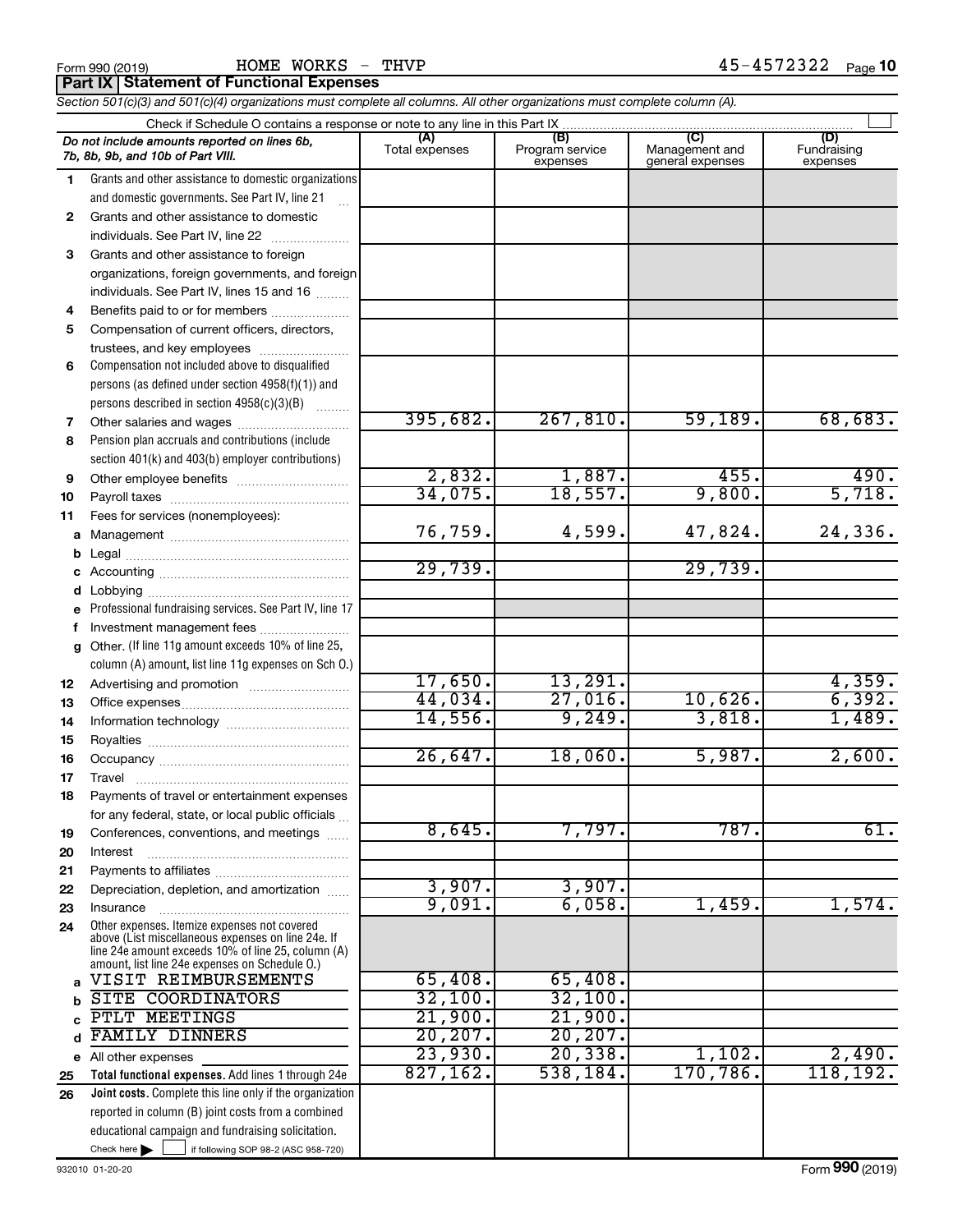Form 990 (2019) HOME WORKS - THVP 45-4572322

## Part IX Statement of Functional Expenses

*Section 501(c)(3) and 501(c)(4) organizations must complete all columns. All other organizations must complete column (A).*

Check if Schedule O contains a response or note to any line in this Part IX

| | *Do not include amounts reported on lines 6b, 7b, 8b, 9b, and 10b of Part VIII.* | (A) Total expenses | (B) Program service expenses | (C) Management and general expenses | (D) Fundraising expenses |
|---|---|---|---|---|---|
| 1 | Grants and other assistance to domestic organizations and domestic governments. See Part IV, line 21 | | | | |
| 2 | Grants and other assistance to domestic individuals. See Part IV, line 22 | | | | |
| 3 | Grants and other assistance to foreign organizations, foreign governments, and foreign individuals. See Part IV, lines 15 and 16 | | | | |
| 4 | Benefits paid to or for members | | | | |
| 5 | Compensation of current officers, directors, trustees, and key employees | | | | |
| 6 | Compensation not included above to disqualified persons (as defined under section 4958(f)(1)) and persons described in section 4958(c)(3)(B) | | | | |
| 7 | Other salaries and wages | 395,682. | 267,810. | 59,189. | 68,683. |
| 8 | Pension plan accruals and contributions (include section 401(k) and 403(b) employer contributions) | | | | |
| 9 | Other employee benefits | 2,832. | 1,887. | 455. | 490. |
| 10 | Payroll taxes | 34,075. | 18,557. | 9,800. | 5,718. |
| 11 | Fees for services (nonemployees): | | | | |
| a | Management | 76,759. | 4,599. | 47,824. | 24,336. |
| b | Legal | | | | |
| c | Accounting | 29,739. | | 29,739. | |
| d | Lobbying | | | | |
| e | Professional fundraising services. See Part IV, line 17 | | | | |
| f | Investment management fees | | | | |
| g | Other. (If line 11g amount exceeds 10% of line 25, column (A) amount, list line 11g expenses on Sch O.) | | | | |
| 12 | Advertising and promotion | 17,650. | 13,291. | | 4,359. |
| 13 | Office expenses | 44,034. | 27,016. | 10,626. | 6,392. |
| 14 | Information technology | 14,556. | 9,249. | 3,818. | 1,489. |
| 15 | Royalties | | | | |
| 16 | Occupancy | 26,647. | 18,060. | 5,987. | 2,600. |
| 17 | Travel | | | | |
| 18 | Payments of travel or entertainment expenses for any federal, state, or local public officials | | | | |
| 19 | Conferences, conventions, and meetings | 8,645. | 7,797. | 787. | 61. |
| 20 | Interest | | | | |
| 21 | Payments to affiliates | | | | |
| 22 | Depreciation, depletion, and amortization | 3,907. | 3,907. | | |
| 23 | Insurance | 9,091. | 6,058. | 1,459. | 1,574. |
| 24 | Other expenses. Itemize expenses not covered above (List miscellaneous expenses on line 24e. If line 24e amount exceeds 10% of line 25, column (A) amount, list line 24e expenses on Schedule O.) | | | | |
| a | VISIT REIMBURSEMENTS | 65,408. | 65,408. | | |
| b | SITE COORDINATORS | 32,100. | 32,100. | | |
| c | PTLT MEETINGS | 21,900. | 21,900. | | |
| d | FAMILY DINNERS | 20,207. | 20,207. | | |
| e | All other expenses | 23,930. | 20,338. | 1,102. | 2,490. |
| 25 | **Total functional expenses.** Add lines 1 through 24e | 827,162. | 538,184. | 170,786. | 118,192. |
| 26 | **Joint costs.** Complete this line only if the organization reported in column (B) joint costs from a combined educational campaign and fundraising solicitation. Check here ☐ if following SOP 98-2 (ASC 958-720) | | | | |

932010 01-20-20 Form **990** (2019)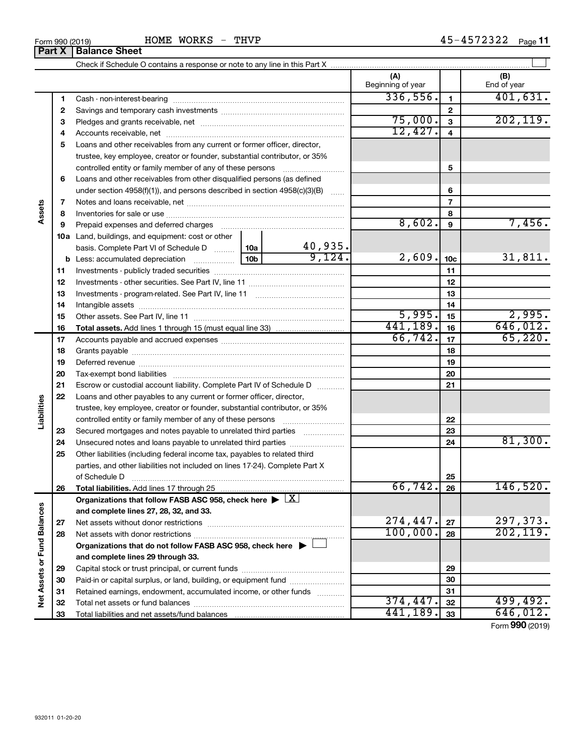Form 990 (2019) HOME WORKS - THVP 45-4572322

## Part X | Balance Sheet

Check if Schedule O contains a response or note to any line in this Part X

| | | | (A) Beginning of year | | (B) End of year |
|---|---|---|---|---|---|
| Assets | 1 | Cash - non-interest-bearing | 336,556. | 1 | 401,631. |
| | 2 | Savings and temporary cash investments | | 2 | |
| | 3 | Pledges and grants receivable, net | 75,000. | 3 | 202,119. |
| | 4 | Accounts receivable, net | 12,427. | 4 | |
| | 5 | Loans and other receivables from any current or former officer, director, trustee, key employee, creator or founder, substantial contributor, or 35% controlled entity or family member of any of these persons | | 5 | |
| | 6 | Loans and other receivables from other disqualified persons (as defined under section 4958(f)(1)), and persons described in section 4958(c)(3)(B) | | 6 | |
| | 7 | Notes and loans receivable, net | | 7 | |
| | 8 | Inventories for sale or use | | 8 | |
| | 9 | Prepaid expenses and deferred charges | 8,602. | 9 | 7,456. |
| | 10a | Land, buildings, and equipment: cost or other basis. Complete Part VI of Schedule D — 10a: 40,935. | | | |
| | b | Less: accumulated depreciation — 10b: 9,124. | 2,609. | 10c | 31,811. |
| | 11 | Investments - publicly traded securities | | 11 | |
| | 12 | Investments - other securities. See Part IV, line 11 | | 12 | |
| | 13 | Investments - program-related. See Part IV, line 11 | | 13 | |
| | 14 | Intangible assets | | 14 | |
| | 15 | Other assets. See Part IV, line 11 | 5,995. | 15 | 2,995. |
| | 16 | **Total assets.** Add lines 1 through 15 (must equal line 33) | 441,189. | 16 | 646,012. |
| Liabilities | 17 | Accounts payable and accrued expenses | 66,742. | 17 | 65,220. |
| | 18 | Grants payable | | 18 | |
| | 19 | Deferred revenue | | 19 | |
| | 20 | Tax-exempt bond liabilities | | 20 | |
| | 21 | Escrow or custodial account liability. Complete Part IV of Schedule D | | 21 | |
| | 22 | Loans and other payables to any current or former officer, director, trustee, key employee, creator or founder, substantial contributor, or 35% controlled entity or family member of any of these persons | | 22 | |
| | 23 | Secured mortgages and notes payable to unrelated third parties | | 23 | |
| | 24 | Unsecured notes and loans payable to unrelated third parties | | 24 | 81,300. |
| | 25 | Other liabilities (including federal income tax, payables to related third parties, and other liabilities not included on lines 17-24). Complete Part X of Schedule D | | 25 | |
| | 26 | **Total liabilities.** Add lines 17 through 25 | 66,742. | 26 | 146,520. |
| Net Assets or Fund Balances | | **Organizations that follow FASB ASC 958, check here** ▶ [X] **and complete lines 27, 28, 32, and 33.** | | | |
| | 27 | Net assets without donor restrictions | 274,447. | 27 | 297,373. |
| | 28 | Net assets with donor restrictions | 100,000. | 28 | 202,119. |
| | | **Organizations that do not follow FASB ASC 958, check here** ▶ [ ] **and complete lines 29 through 33.** | | | |
| | 29 | Capital stock or trust principal, or current funds | | 29 | |
| | 30 | Paid-in or capital surplus, or land, building, or equipment fund | | 30 | |
| | 31 | Retained earnings, endowment, accumulated income, or other funds | | 31 | |
| | 32 | Total net assets or fund balances | 374,447. | 32 | 499,492. |
| | 33 | Total liabilities and net assets/fund balances | 441,189. | 33 | 646,012. |

Form **990** (2019)

932011 01-20-20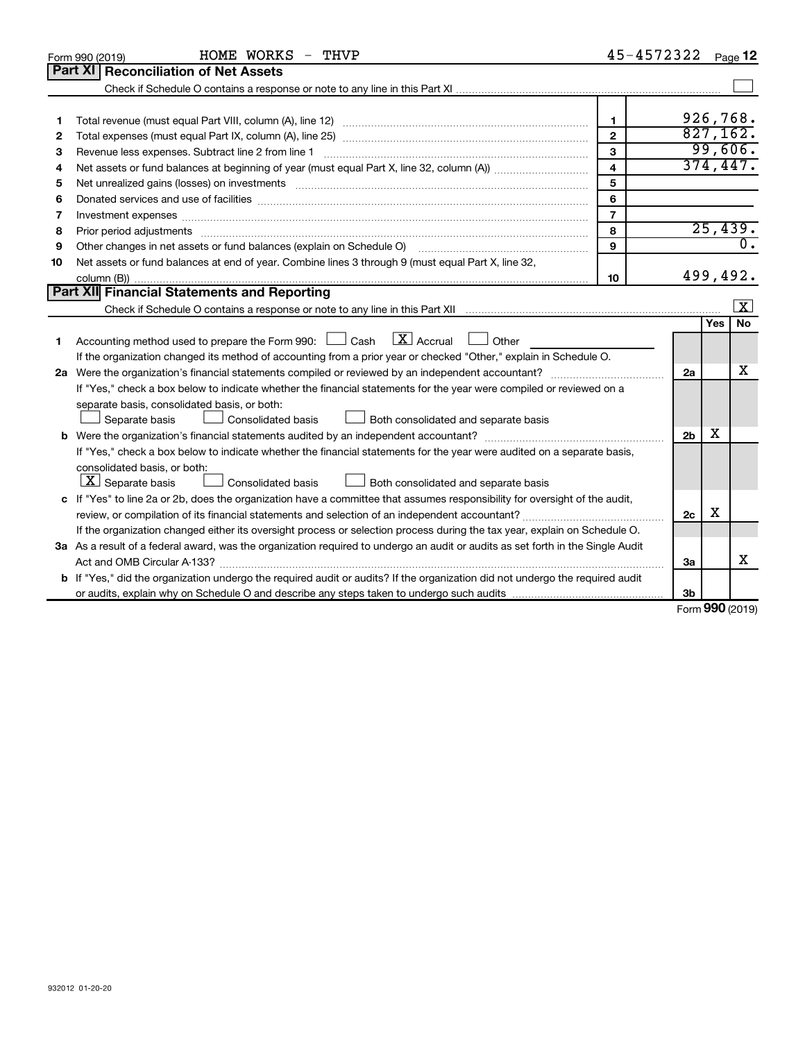Form 990 (2019) HOME WORKS - THVP 45-4572322

## Part XI Reconciliation of Net Assets

Check if Schedule O contains a response or note to any line in this Part XI ☐

| | | | |
|---|---|---|---|
| 1 | Total revenue (must equal Part VIII, column (A), line 12) | 1 | 926,768. |
| 2 | Total expenses (must equal Part IX, column (A), line 25) | 2 | 827,162. |
| 3 | Revenue less expenses. Subtract line 2 from line 1 | 3 | 99,606. |
| 4 | Net assets or fund balances at beginning of year (must equal Part X, line 32, column (A)) | 4 | 374,447. |
| 5 | Net unrealized gains (losses) on investments | 5 | |
| 6 | Donated services and use of facilities | 6 | |
| 7 | Investment expenses | 7 | |
| 8 | Prior period adjustments | 8 | 25,439. |
| 9 | Other changes in net assets or fund balances (explain on Schedule O) | 9 | 0. |
| 10 | Net assets or fund balances at end of year. Combine lines 3 through 9 (must equal Part X, line 32, column (B)) | 10 | 499,492. |

## Part XII Financial Statements and Reporting

Check if Schedule O contains a response or note to any line in this Part XII ☒

| | | | Yes | No |
|---|---|---|---|---|
| 1 | Accounting method used to prepare the Form 990: ☐ Cash ☒ Accrual ☐ Other<br>If the organization changed its method of accounting from a prior year or checked "Other," explain in Schedule O. | | | |
| 2a | Were the organization's financial statements compiled or reviewed by an independent accountant?<br>If "Yes," check a box below to indicate whether the financial statements for the year were compiled or reviewed on a separate basis, consolidated basis, or both:<br>☐ Separate basis ☐ Consolidated basis ☐ Both consolidated and separate basis | 2a | | X |
| b | Were the organization's financial statements audited by an independent accountant?<br>If "Yes," check a box below to indicate whether the financial statements for the year were audited on a separate basis, consolidated basis, or both:<br>☒ Separate basis ☐ Consolidated basis ☐ Both consolidated and separate basis | 2b | X | |
| c | If "Yes" to line 2a or 2b, does the organization have a committee that assumes responsibility for oversight of the audit, review, or compilation of its financial statements and selection of an independent accountant?<br>If the organization changed either its oversight process or selection process during the tax year, explain on Schedule O. | 2c | X | |
| 3a | As a result of a federal award, was the organization required to undergo an audit or audits as set forth in the Single Audit Act and OMB Circular A-133? | 3a | | X |
| b | If "Yes," did the organization undergo the required audit or audits? If the organization did not undergo the required audit or audits, explain why on Schedule O and describe any steps taken to undergo such audits | 3b | | |

Form **990** (2019)

932012 01-20-20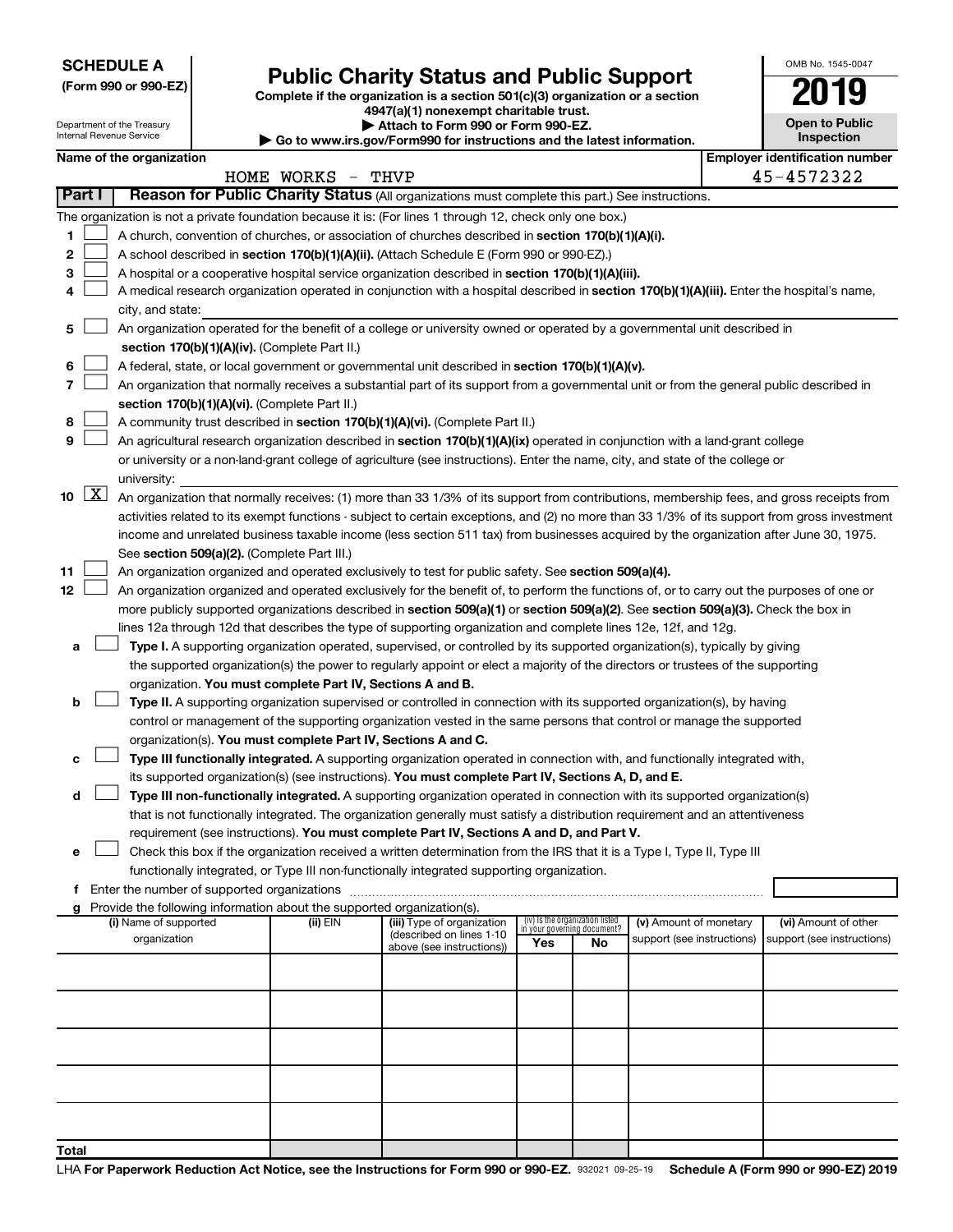**SCHEDULE A**
**(Form 990 or 990-EZ)**

Department of the Treasury
Internal Revenue Service

# Public Charity Status and Public Support

**Complete if the organization is a section 501(c)(3) organization or a section 4947(a)(1) nonexempt charitable trust.**
**▶ Attach to Form 990 or Form 990-EZ.**
**▶ Go to www.irs.gov/Form990 for instructions and the latest information.**

OMB No. 1545-0047

**2019**

**Open to Public Inspection**

**Name of the organization**
HOME WORKS - THVP

**Employer identification number**
45-4572322

**Part I** **Reason for Public Charity Status** (All organizations must complete this part.) See instructions.

The organization is not a private foundation because it is: (For lines 1 through 12, check only one box.)

1 ☐ A church, convention of churches, or association of churches described in **section 170(b)(1)(A)(i).**

2 ☐ A school described in **section 170(b)(1)(A)(ii).** (Attach Schedule E (Form 990 or 990-EZ).)

3 ☐ A hospital or a cooperative hospital service organization described in **section 170(b)(1)(A)(iii).**

4 ☐ A medical research organization operated in conjunction with a hospital described in **section 170(b)(1)(A)(iii).** Enter the hospital's name, city, and state:

5 ☐ An organization operated for the benefit of a college or university owned or operated by a governmental unit described in **section 170(b)(1)(A)(iv).** (Complete Part II.)

6 ☐ A federal, state, or local government or governmental unit described in **section 170(b)(1)(A)(v).**

7 ☐ An organization that normally receives a substantial part of its support from a governmental unit or from the general public described in **section 170(b)(1)(A)(vi).** (Complete Part II.)

8 ☐ A community trust described in **section 170(b)(1)(A)(vi).** (Complete Part II.)

9 ☐ An agricultural research organization described in **section 170(b)(1)(A)(ix)** operated in conjunction with a land-grant college or university or a non-land-grant college of agriculture (see instructions). Enter the name, city, and state of the college or university:

10 ☒ An organization that normally receives: (1) more than 33 1/3% of its support from contributions, membership fees, and gross receipts from activities related to its exempt functions - subject to certain exceptions, and (2) no more than 33 1/3% of its support from gross investment income and unrelated business taxable income (less section 511 tax) from businesses acquired by the organization after June 30, 1975. See **section 509(a)(2).** (Complete Part III.)

11 ☐ An organization organized and operated exclusively to test for public safety. See **section 509(a)(4).**

12 ☐ An organization organized and operated exclusively for the benefit of, to perform the functions of, or to carry out the purposes of one or more publicly supported organizations described in **section 509(a)(1)** or **section 509(a)(2).** See **section 509(a)(3).** Check the box in lines 12a through 12d that describes the type of supporting organization and complete lines 12e, 12f, and 12g.

a ☐ **Type I.** A supporting organization operated, supervised, or controlled by its supported organization(s), typically by giving the supported organization(s) the power to regularly appoint or elect a majority of the directors or trustees of the supporting organization. **You must complete Part IV, Sections A and B.**

b ☐ **Type II.** A supporting organization supervised or controlled in connection with its supported organization(s), by having control or management of the supporting organization vested in the same persons that control or manage the supported organization(s). **You must complete Part IV, Sections A and C.**

c ☐ **Type III functionally integrated.** A supporting organization operated in connection with, and functionally integrated with, its supported organization(s) (see instructions). **You must complete Part IV, Sections A, D, and E.**

d ☐ **Type III non-functionally integrated.** A supporting organization operated in connection with its supported organization(s) that is not functionally integrated. The organization generally must satisfy a distribution requirement and an attentiveness requirement (see instructions). **You must complete Part IV, Sections A and D, and Part V.**

e ☐ Check this box if the organization received a written determination from the IRS that it is a Type I, Type II, Type III functionally integrated, or Type III non-functionally integrated supporting organization.

f Enter the number of supported organizations

g Provide the following information about the supported organization(s).

| (i) Name of supported organization | (ii) EIN | (iii) Type of organization (described on lines 1-10 above (see instructions)) | (iv) Is the organization listed in your governing document? Yes | No | (v) Amount of monetary support (see instructions) | (vi) Amount of other support (see instructions) |
|---|---|---|---|---|---|---|
| | | | | | | |
| | | | | | | |
| | | | | | | |
| | | | | | | |
| | | | | | | |
| Total | | | | | | |

LHA For Paperwork Reduction Act Notice, see the Instructions for Form 990 or 990-EZ. 932021 09-25-19 **Schedule A (Form 990 or 990-EZ) 2019**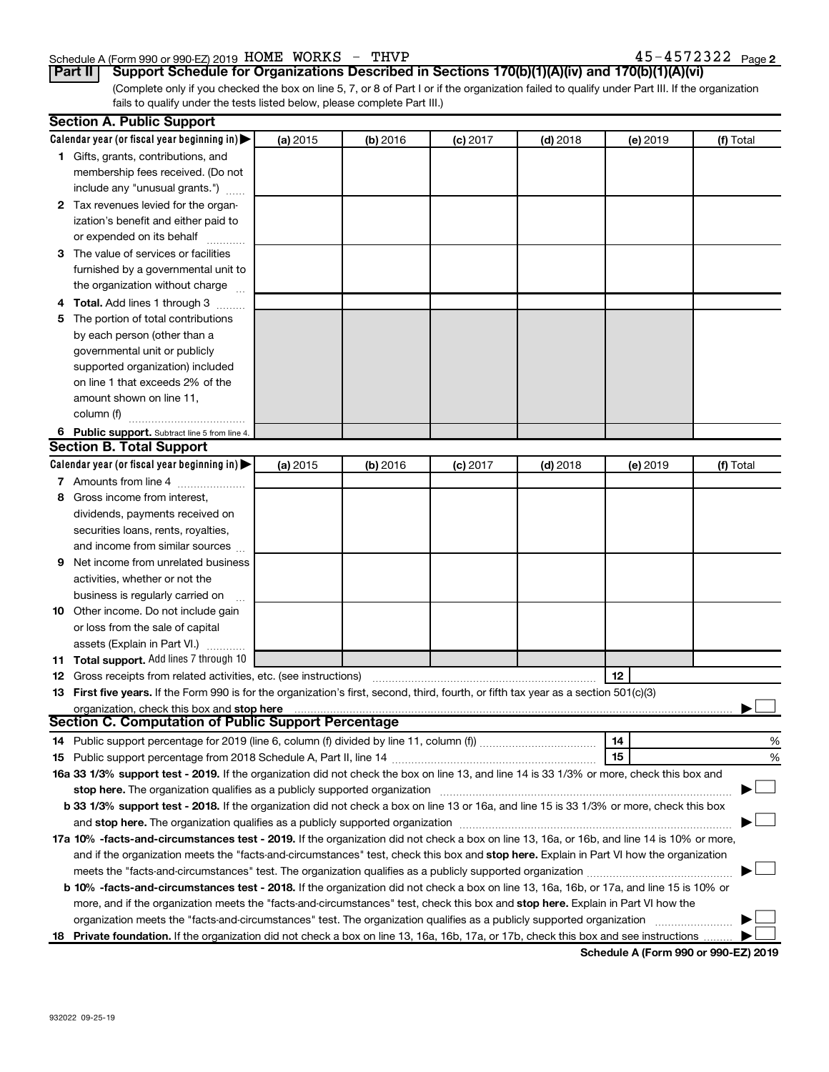Schedule A (Form 990 or 990-EZ) 2019 HOME WORKS - THVP 45-4572322 Page 2

**Part II** **Support Schedule for Organizations Described in Sections 170(b)(1)(A)(iv) and 170(b)(1)(A)(vi)**

(Complete only if you checked the box on line 5, 7, or 8 of Part I or if the organization failed to qualify under Part III. If the organization fails to qualify under the tests listed below, please complete Part III.)

## Section A. Public Support

| Calendar year (or fiscal year beginning in) ▶ | (a) 2015 | (b) 2016 | (c) 2017 | (d) 2018 | (e) 2019 | (f) Total |
|---|---|---|---|---|---|---|
| **1** Gifts, grants, contributions, and membership fees received. (Do not include any "unusual grants.") | | | | | | |
| **2** Tax revenues levied for the organization's benefit and either paid to or expended on its behalf | | | | | | |
| **3** The value of services or facilities furnished by a governmental unit to the organization without charge | | | | | | |
| **4** **Total.** Add lines 1 through 3 | | | | | | |
| **5** The portion of total contributions by each person (other than a governmental unit or publicly supported organization) included on line 1 that exceeds 2% of the amount shown on line 11, column (f) | | | | | | |
| **6** **Public support.** Subtract line 5 from line 4. | | | | | | |

## Section B. Total Support

| Calendar year (or fiscal year beginning in) ▶ | (a) 2015 | (b) 2016 | (c) 2017 | (d) 2018 | (e) 2019 | (f) Total |
|---|---|---|---|---|---|---|
| **7** Amounts from line 4 | | | | | | |
| **8** Gross income from interest, dividends, payments received on securities loans, rents, royalties, and income from similar sources | | | | | | |
| **9** Net income from unrelated business activities, whether or not the business is regularly carried on | | | | | | |
| **10** Other income. Do not include gain or loss from the sale of capital assets (Explain in Part VI.) | | | | | | |
| **11** **Total support.** Add lines 7 through 10 | | | | | | |

**12** Gross receipts from related activities, etc. (see instructions) | **12** |

**13** **First five years.** If the Form 990 is for the organization's first, second, third, fourth, or fifth tax year as a section 501(c)(3) organization, check this box and **stop here** ▶ ☐

## Section C. Computation of Public Support Percentage

**14** Public support percentage for 2019 (line 6, column (f) divided by line 11, column (f)) | **14** | %

**15** Public support percentage from 2018 Schedule A, Part II, line 14 | **15** | %

**16a** **33 1/3% support test - 2019.** If the organization did not check the box on line 13, and line 14 is 33 1/3% or more, check this box and **stop here.** The organization qualifies as a publicly supported organization ▶ ☐

**b** **33 1/3% support test - 2018.** If the organization did not check a box on line 13 or 16a, and line 15 is 33 1/3% or more, check this box and **stop here.** The organization qualifies as a publicly supported organization ▶ ☐

**17a** **10% -facts-and-circumstances test - 2019.** If the organization did not check a box on line 13, 16a, or 16b, and line 14 is 10% or more, and if the organization meets the "facts-and-circumstances" test, check this box and **stop here.** Explain in Part VI how the organization meets the "facts-and-circumstances" test. The organization qualifies as a publicly supported organization ▶ ☐

**b** **10% -facts-and-circumstances test - 2018.** If the organization did not check a box on line 13, 16a, 16b, or 17a, and line 15 is 10% or more, and if the organization meets the "facts-and-circumstances" test, check this box and **stop here.** Explain in Part VI how the organization meets the "facts-and-circumstances" test. The organization qualifies as a publicly supported organization ▶ ☐

**18** **Private foundation.** If the organization did not check a box on line 13, 16a, 16b, 17a, or 17b, check this box and see instructions ▶ ☐

**Schedule A (Form 990 or 990-EZ) 2019**

932022 09-25-19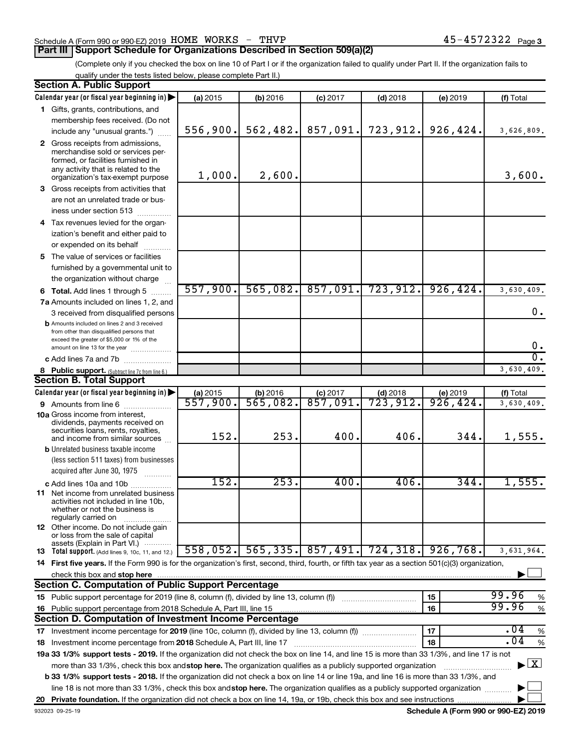Schedule A (Form 990 or 990-EZ) 2019 HOME WORKS - THVP 45-4572322 Page 3

## Part III Support Schedule for Organizations Described in Section 509(a)(2)

(Complete only if you checked the box on line 10 of Part I or if the organization failed to qualify under Part II. If the organization fails to qualify under the tests listed below, please complete Part II.)

### Section A. Public Support

| Calendar year (or fiscal year beginning in) | (a) 2015 | (b) 2016 | (c) 2017 | (d) 2018 | (e) 2019 | (f) Total |
|---|---|---|---|---|---|---|
| 1 Gifts, grants, contributions, and membership fees received. (Do not include any "unusual grants.") | 556,900. | 562,482. | 857,091. | 723,912. | 926,424. | 3,626,809. |
| 2 Gross receipts from admissions, merchandise sold or services performed, or facilities furnished in any activity that is related to the organization's tax-exempt purpose | 1,000. | 2,600. | | | | 3,600. |
| 3 Gross receipts from activities that are not an unrelated trade or business under section 513 | | | | | | |
| 4 Tax revenues levied for the organization's benefit and either paid to or expended on its behalf | | | | | | |
| 5 The value of services or facilities furnished by a governmental unit to the organization without charge | | | | | | |
| 6 Total. Add lines 1 through 5 | 557,900. | 565,082. | 857,091. | 723,912. | 926,424. | 3,630,409. |
| 7a Amounts included on lines 1, 2, and 3 received from disqualified persons | | | | | | 0. |
| b Amounts included on lines 2 and 3 received from other than disqualified persons that exceed the greater of $5,000 or 1% of the amount on line 13 for the year | | | | | | 0. |
| c Add lines 7a and 7b | | | | | | 0. |
| 8 Public support. (Subtract line 7c from line 6.) | | | | | | 3,630,409. |

### Section B. Total Support

| Calendar year (or fiscal year beginning in) | (a) 2015 | (b) 2016 | (c) 2017 | (d) 2018 | (e) 2019 | (f) Total |
|---|---|---|---|---|---|---|
| 9 Amounts from line 6 | 557,900. | 565,082. | 857,091. | 723,912. | 926,424. | 3,630,409. |
| 10a Gross income from interest, dividends, payments received on securities loans, rents, royalties, and income from similar sources | 152. | 253. | 400. | 406. | 344. | 1,555. |
| b Unrelated business taxable income (less section 511 taxes) from businesses acquired after June 30, 1975 | | | | | | |
| c Add lines 10a and 10b | 152. | 253. | 400. | 406. | 344. | 1,555. |
| 11 Net income from unrelated business activities not included in line 10b, whether or not the business is regularly carried on | | | | | | |
| 12 Other income. Do not include gain or loss from the sale of capital assets (Explain in Part VI.) | | | | | | |
| 13 Total support. (Add lines 9, 10c, 11, and 12.) | 558,052. | 565,335. | 857,491. | 724,318. | 926,768. | 3,631,964. |

14 First five years. If the Form 990 is for the organization's first, second, third, fourth, or fifth tax year as a section 501(c)(3) organization, check this box and stop here ☐

### Section C. Computation of Public Support Percentage

| | | | |
|---|---|---|---|
| 15 Public support percentage for 2019 (line 8, column (f), divided by line 13, column (f)) | 15 | 99.96 | % |
| 16 Public support percentage from 2018 Schedule A, Part III, line 15 | 16 | 99.96 | % |

### Section D. Computation of Investment Income Percentage

| | | | |
|---|---|---|---|
| 17 Investment income percentage for 2019 (line 10c, column (f), divided by line 13, column (f)) | 17 | .04 | % |
| 18 Investment income percentage from 2018 Schedule A, Part III, line 17 | 18 | .04 | % |

19a 33 1/3% support tests - 2019. If the organization did not check the box on line 14, and line 15 is more than 33 1/3%, and line 17 is not more than 33 1/3%, check this box and stop here. The organization qualifies as a publicly supported organization ☒

b 33 1/3% support tests - 2018. If the organization did not check a box on line 14 or line 19a, and line 16 is more than 33 1/3%, and line 18 is not more than 33 1/3%, check this box and stop here. The organization qualifies as a publicly supported organization ☐

20 Private foundation. If the organization did not check a box on line 14, 19a, or 19b, check this box and see instructions ☐

932023 09-25-19 Schedule A (Form 990 or 990-EZ) 2019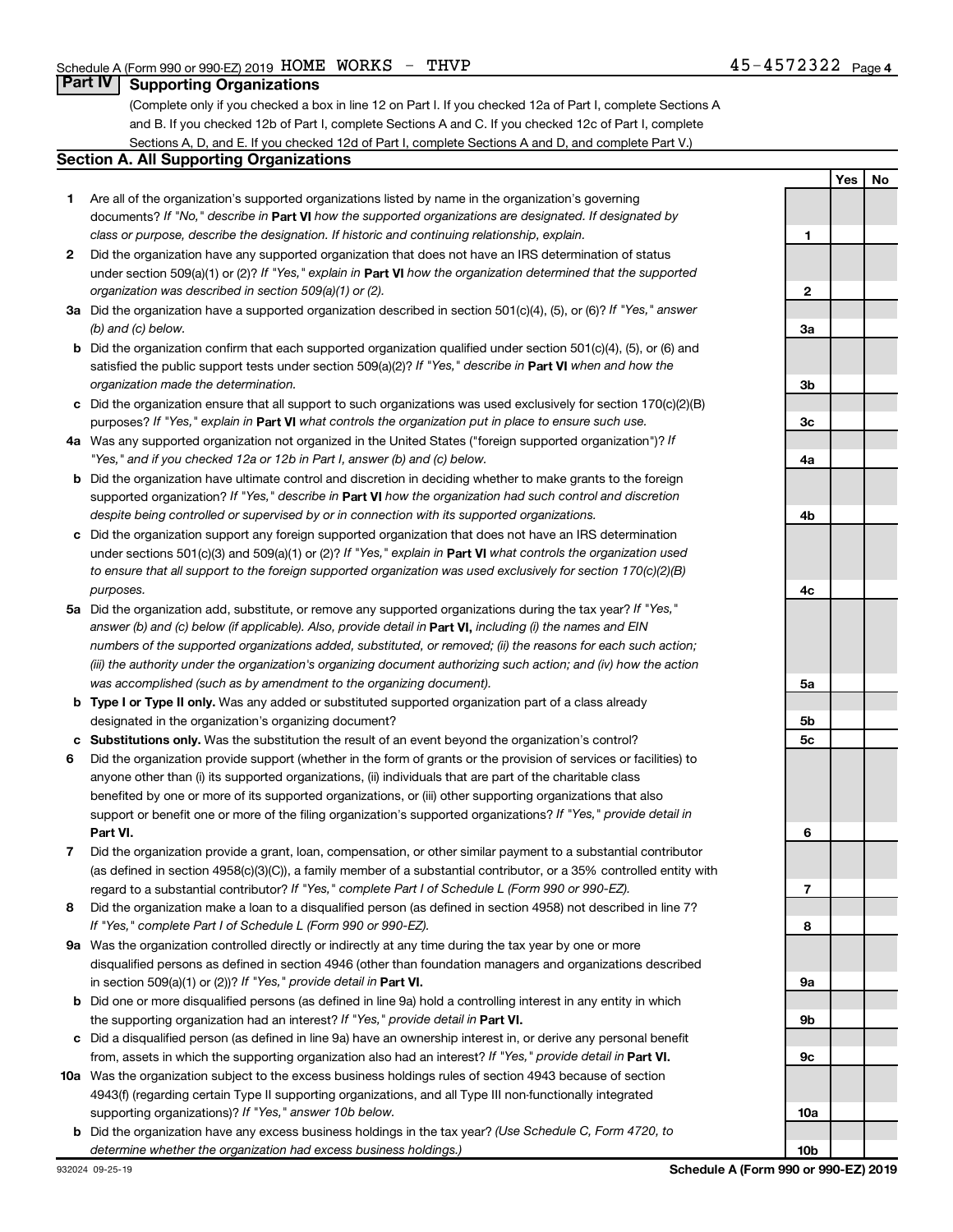Schedule A (Form 990 or 990-EZ) 2019 HOME WORKS - THVP 45-4572322 Page 4

## Part IV Supporting Organizations

(Complete only if you checked a box in line 12 on Part I. If you checked 12a of Part I, complete Sections A and B. If you checked 12b of Part I, complete Sections A and C. If you checked 12c of Part I, complete Sections A, D, and E. If you checked 12d of Part I, complete Sections A and D, and complete Part V.)

### Section A. All Supporting Organizations

| | | | Yes | No |
|---|---|---|---|---|
| **1** | Are all of the organization's supported organizations listed by name in the organization's governing documents? *If "No," describe in* **Part VI** *how the supported organizations are designated. If designated by class or purpose, describe the designation. If historic and continuing relationship, explain.* | **1** | | |
| **2** | Did the organization have any supported organization that does not have an IRS determination of status under section 509(a)(1) or (2)? *If "Yes," explain in* **Part VI** *how the organization determined that the supported organization was described in section 509(a)(1) or (2).* | **2** | | |
| **3a** | Did the organization have a supported organization described in section 501(c)(4), (5), or (6)? *If "Yes," answer (b) and (c) below.* | **3a** | | |
| **b** | Did the organization confirm that each supported organization qualified under section 501(c)(4), (5), or (6) and satisfied the public support tests under section 509(a)(2)? *If "Yes," describe in* **Part VI** *when and how the organization made the determination.* | **3b** | | |
| **c** | Did the organization ensure that all support to such organizations was used exclusively for section 170(c)(2)(B) purposes? *If "Yes," explain in* **Part VI** *what controls the organization put in place to ensure such use.* | **3c** | | |
| **4a** | Was any supported organization not organized in the United States ("foreign supported organization")? *If "Yes," and if you checked 12a or 12b in Part I, answer (b) and (c) below.* | **4a** | | |
| **b** | Did the organization have ultimate control and discretion in deciding whether to make grants to the foreign supported organization? *If "Yes," describe in* **Part VI** *how the organization had such control and discretion despite being controlled or supervised by or in connection with its supported organizations.* | **4b** | | |
| **c** | Did the organization support any foreign supported organization that does not have an IRS determination under sections 501(c)(3) and 509(a)(1) or (2)? *If "Yes," explain in* **Part VI** *what controls the organization used to ensure that all support to the foreign supported organization was used exclusively for section 170(c)(2)(B) purposes.* | **4c** | | |
| **5a** | Did the organization add, substitute, or remove any supported organizations during the tax year? *If "Yes," answer (b) and (c) below (if applicable). Also, provide detail in* **Part VI,** *including (i) the names and EIN numbers of the supported organizations added, substituted, or removed; (ii) the reasons for each such action; (iii) the authority under the organization's organizing document authorizing such action; and (iv) how the action was accomplished (such as by amendment to the organizing document).* | **5a** | | |
| **b** | **Type I or Type II only.** Was any added or substituted supported organization part of a class already designated in the organization's organizing document? | **5b** | | |
| **c** | **Substitutions only.** Was the substitution the result of an event beyond the organization's control? | **5c** | | |
| **6** | Did the organization provide support (whether in the form of grants or the provision of services or facilities) to anyone other than (i) its supported organizations, (ii) individuals that are part of the charitable class benefited by one or more of its supported organizations, or (iii) other supporting organizations that also support or benefit one or more of the filing organization's supported organizations? *If "Yes," provide detail in* **Part VI.** | **6** | | |
| **7** | Did the organization provide a grant, loan, compensation, or other similar payment to a substantial contributor (as defined in section 4958(c)(3)(C)), a family member of a substantial contributor, or a 35% controlled entity with regard to a substantial contributor? *If "Yes," complete Part I of Schedule L (Form 990 or 990-EZ).* | **7** | | |
| **8** | Did the organization make a loan to a disqualified person (as defined in section 4958) not described in line 7? *If "Yes," complete Part I of Schedule L (Form 990 or 990-EZ).* | **8** | | |
| **9a** | Was the organization controlled directly or indirectly at any time during the tax year by one or more disqualified persons as defined in section 4946 (other than foundation managers and organizations described in section 509(a)(1) or (2))? *If "Yes," provide detail in* **Part VI.** | **9a** | | |
| **b** | Did one or more disqualified persons (as defined in line 9a) hold a controlling interest in any entity in which the supporting organization had an interest? *If "Yes," provide detail in* **Part VI.** | **9b** | | |
| **c** | Did a disqualified person (as defined in line 9a) have an ownership interest in, or derive any personal benefit from, assets in which the supporting organization also had an interest? *If "Yes," provide detail in* **Part VI.** | **9c** | | |
| **10a** | Was the organization subject to the excess business holdings rules of section 4943 because of section 4943(f) (regarding certain Type II supporting organizations, and all Type III non-functionally integrated supporting organizations)? *If "Yes," answer 10b below.* | **10a** | | |
| **b** | Did the organization have any excess business holdings in the tax year? *(Use Schedule C, Form 4720, to determine whether the organization had excess business holdings.)* | **10b** | | |

932024 09-25-19 **Schedule A (Form 990 or 990-EZ) 2019**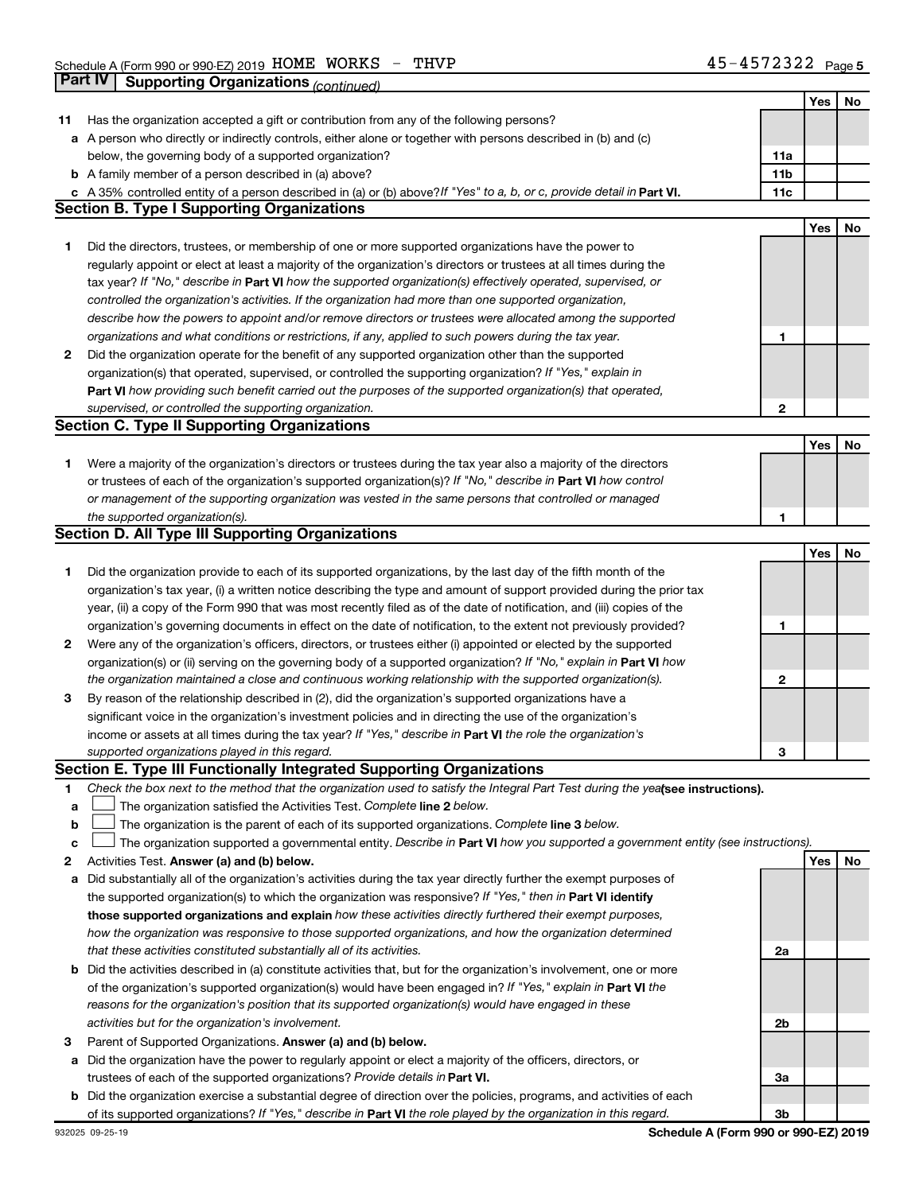Schedule A (Form 990 or 990-EZ) 2019 HOME WORKS - THVP 45-4572322

## Part IV Supporting Organizations *(continued)*

| | | | Yes | No |
|---|---|---|---|---|
| **11** | Has the organization accepted a gift or contribution from any of the following persons? | | | |
| **a** | A person who directly or indirectly controls, either alone or together with persons described in (b) and (c) below, the governing body of a supported organization? | 11a | | |
| **b** | A family member of a person described in (a) above? | 11b | | |
| **c** | A 35% controlled entity of a person described in (a) or (b) above? *If "Yes" to a, b, or c, provide detail in* **Part VI.** | 11c | | |

### Section B. Type I Supporting Organizations

| | | | Yes | No |
|---|---|---|---|---|
| **1** | Did the directors, trustees, or membership of one or more supported organizations have the power to regularly appoint or elect at least a majority of the organization's directors or trustees at all times during the tax year? *If "No," describe in* **Part VI** *how the supported organization(s) effectively operated, supervised, or controlled the organization's activities. If the organization had more than one supported organization, describe how the powers to appoint and/or remove directors or trustees were allocated among the supported organizations and what conditions or restrictions, if any, applied to such powers during the tax year.* | 1 | | |
| **2** | Did the organization operate for the benefit of any supported organization other than the supported organization(s) that operated, supervised, or controlled the supporting organization? *If "Yes," explain in* **Part VI** *how providing such benefit carried out the purposes of the supported organization(s) that operated, supervised, or controlled the supporting organization.* | 2 | | |

### Section C. Type II Supporting Organizations

| | | | Yes | No |
|---|---|---|---|---|
| **1** | Were a majority of the organization's directors or trustees during the tax year also a majority of the directors or trustees of each of the organization's supported organization(s)? *If "No," describe in* **Part VI** *how control or management of the supporting organization was vested in the same persons that controlled or managed the supported organization(s).* | 1 | | |

### Section D. All Type III Supporting Organizations

| | | | Yes | No |
|---|---|---|---|---|
| **1** | Did the organization provide to each of its supported organizations, by the last day of the fifth month of the organization's tax year, (i) a written notice describing the type and amount of support provided during the prior tax year, (ii) a copy of the Form 990 that was most recently filed as of the date of notification, and (iii) copies of the organization's governing documents in effect on the date of notification, to the extent not previously provided? | 1 | | |
| **2** | Were any of the organization's officers, directors, or trustees either (i) appointed or elected by the supported organization(s) or (ii) serving on the governing body of a supported organization? *If "No," explain in* **Part VI** *how the organization maintained a close and continuous working relationship with the supported organization(s).* | 2 | | |
| **3** | By reason of the relationship described in (2), did the organization's supported organizations have a significant voice in the organization's investment policies and in directing the use of the organization's income or assets at all times during the tax year? *If "Yes," describe in* **Part VI** *the role the organization's supported organizations played in this regard.* | 3 | | |

### Section E. Type III Functionally Integrated Supporting Organizations

**1** *Check the box next to the method that the organization used to satisfy the Integral Part Test during the year* **(see instructions).**

- **a** ☐ The organization satisfied the Activities Test. *Complete* **line 2** *below.*
- **b** ☐ The organization is the parent of each of its supported organizations. *Complete* **line 3** *below.*
- **c** ☐ The organization supported a governmental entity. *Describe in* **Part VI** *how you supported a government entity (see instructions).*

| | | | Yes | No |
|---|---|---|---|---|
| **2** | Activities Test. **Answer (a) and (b) below.** | | | |
| **a** | Did substantially all of the organization's activities during the tax year directly further the exempt purposes of the supported organization(s) to which the organization was responsive? *If "Yes," then in* **Part VI identify those supported organizations and explain** *how these activities directly furthered their exempt purposes, how the organization was responsive to those supported organizations, and how the organization determined that these activities constituted substantially all of its activities.* | 2a | | |
| **b** | Did the activities described in (a) constitute activities that, but for the organization's involvement, one or more of the organization's supported organization(s) would have been engaged in? *If "Yes," explain in* **Part VI** *the reasons for the organization's position that its supported organization(s) would have engaged in these activities but for the organization's involvement.* | 2b | | |
| **3** | Parent of Supported Organizations. **Answer (a) and (b) below.** | | | |
| **a** | Did the organization have the power to regularly appoint or elect a majority of the officers, directors, or trustees of each of the supported organizations? *Provide details in* **Part VI.** | 3a | | |
| **b** | Did the organization exercise a substantial degree of direction over the policies, programs, and activities of each of its supported organizations? *If "Yes," describe in* **Part VI** *the role played by the organization in this regard.* | 3b | | |

932025 09-25-19 **Schedule A (Form 990 or 990-EZ) 2019**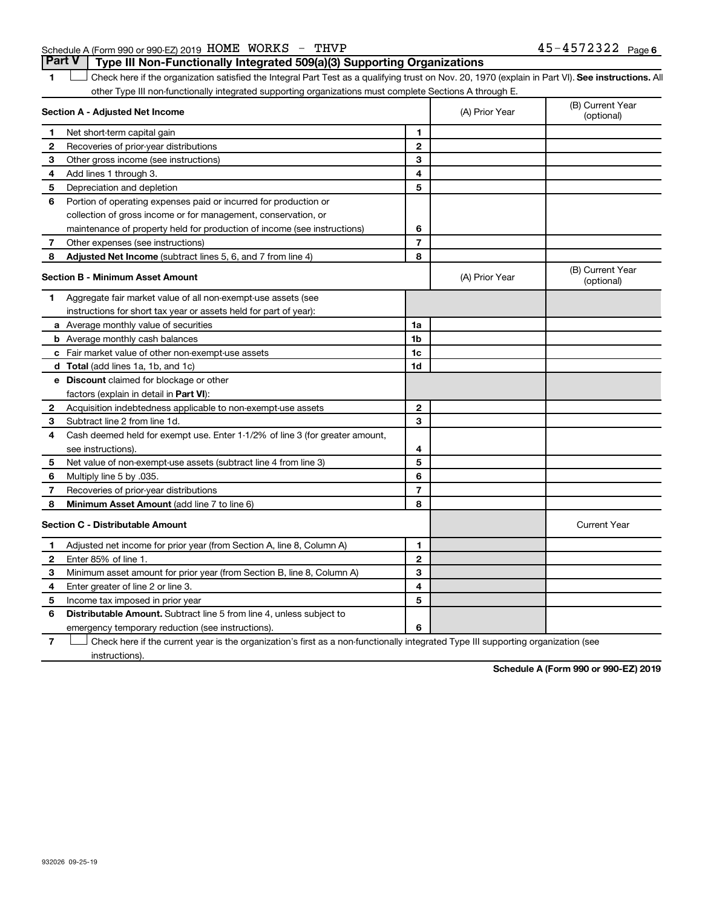Schedule A (Form 990 or 990-EZ) 2019 HOME WORKS - THVP 45-4572322

## Part V Type III Non-Functionally Integrated 509(a)(3) Supporting Organizations

1 ☐ Check here if the organization satisfied the Integral Part Test as a qualifying trust on Nov. 20, 1970 (explain in Part VI). **See instructions.** All other Type III non-functionally integrated supporting organizations must complete Sections A through E.

| **Section A - Adjusted Net Income** | | (A) Prior Year | (B) Current Year (optional) |
|---|---|---|---|
| **1** Net short-term capital gain | 1 | | |
| **2** Recoveries of prior-year distributions | 2 | | |
| **3** Other gross income (see instructions) | 3 | | |
| **4** Add lines 1 through 3. | 4 | | |
| **5** Depreciation and depletion | 5 | | |
| **6** Portion of operating expenses paid or incurred for production or collection of gross income or for management, conservation, or maintenance of property held for production of income (see instructions) | 6 | | |
| **7** Other expenses (see instructions) | 7 | | |
| **8** **Adjusted Net Income** (subtract lines 5, 6, and 7 from line 4) | 8 | | |

| **Section B - Minimum Asset Amount** | | (A) Prior Year | (B) Current Year (optional) |
|---|---|---|---|
| **1** Aggregate fair market value of all non-exempt-use assets (see instructions for short tax year or assets held for part of year): | | | |
| **a** Average monthly value of securities | 1a | | |
| **b** Average monthly cash balances | 1b | | |
| **c** Fair market value of other non-exempt-use assets | 1c | | |
| **d** **Total** (add lines 1a, 1b, and 1c) | 1d | | |
| **e** **Discount** claimed for blockage or other factors (explain in detail in **Part VI**): | | | |
| **2** Acquisition indebtedness applicable to non-exempt-use assets | 2 | | |
| **3** Subtract line 2 from line 1d. | 3 | | |
| **4** Cash deemed held for exempt use. Enter 1-1/2% of line 3 (for greater amount, see instructions). | 4 | | |
| **5** Net value of non-exempt-use assets (subtract line 4 from line 3) | 5 | | |
| **6** Multiply line 5 by .035. | 6 | | |
| **7** Recoveries of prior-year distributions | 7 | | |
| **8** **Minimum Asset Amount** (add line 7 to line 6) | 8 | | |

| **Section C - Distributable Amount** | | | Current Year |
|---|---|---|---|
| **1** Adjusted net income for prior year (from Section A, line 8, Column A) | 1 | | |
| **2** Enter 85% of line 1. | 2 | | |
| **3** Minimum asset amount for prior year (from Section B, line 8, Column A) | 3 | | |
| **4** Enter greater of line 2 or line 3. | 4 | | |
| **5** Income tax imposed in prior year | 5 | | |
| **6** **Distributable Amount.** Subtract line 5 from line 4, unless subject to emergency temporary reduction (see instructions). | 6 | | |

7 ☐ Check here if the current year is the organization's first as a non-functionally integrated Type III supporting organization (see instructions).

**Schedule A (Form 990 or 990-EZ) 2019**

932026 09-25-19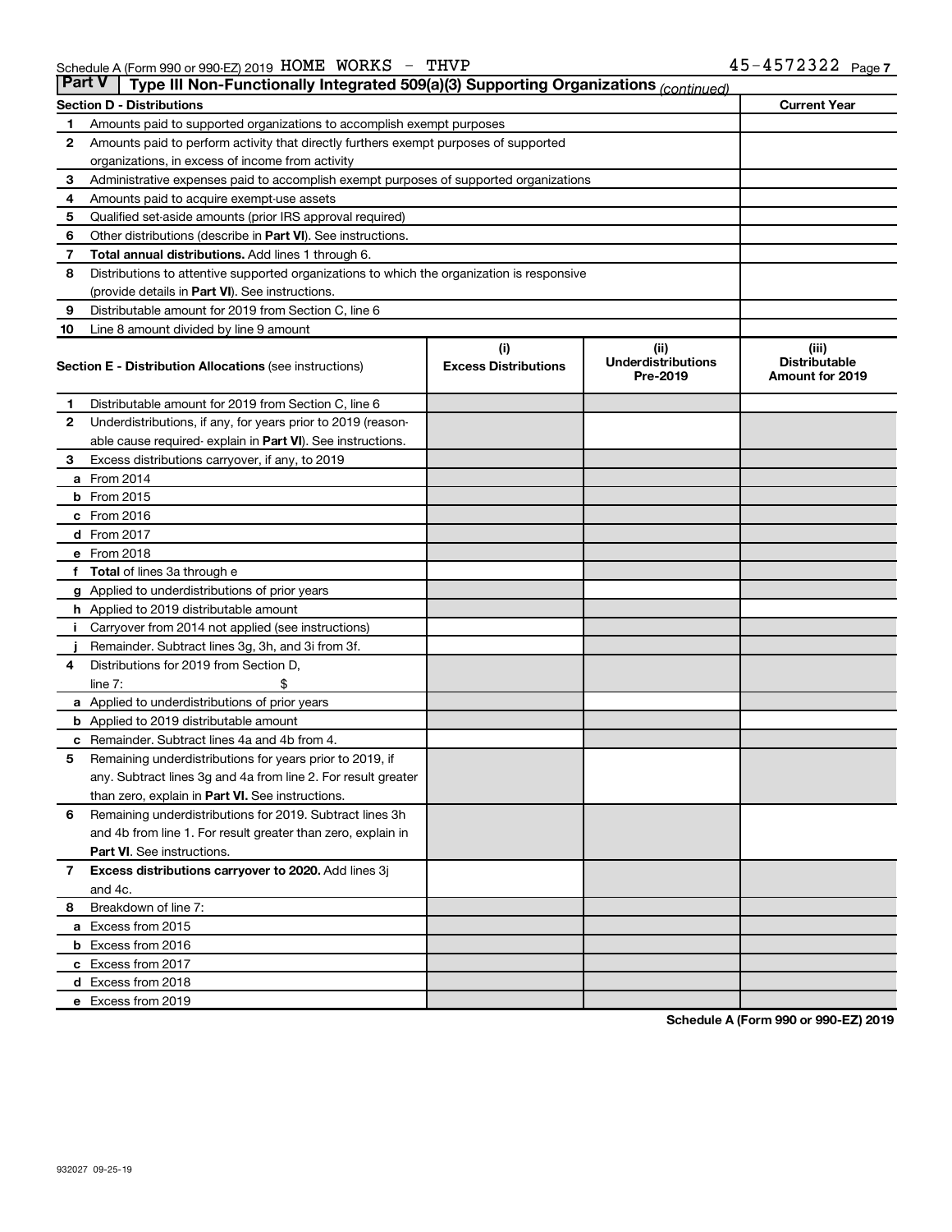Schedule A (Form 990 or 990-EZ) 2019 HOME WORKS - THVP 45-4572322 Page 7

## Part V Type III Non-Functionally Integrated 509(a)(3) Supporting Organizations *(continued)*

| Section D - Distributions | | Current Year |
|---|---|---|
| 1 | Amounts paid to supported organizations to accomplish exempt purposes | |
| 2 | Amounts paid to perform activity that directly furthers exempt purposes of supported organizations, in excess of income from activity | |
| 3 | Administrative expenses paid to accomplish exempt purposes of supported organizations | |
| 4 | Amounts paid to acquire exempt-use assets | |
| 5 | Qualified set-aside amounts (prior IRS approval required) | |
| 6 | Other distributions (describe in **Part VI**). See instructions. | |
| 7 | **Total annual distributions.** Add lines 1 through 6. | |
| 8 | Distributions to attentive supported organizations to which the organization is responsive (provide details in **Part VI**). See instructions. | |
| 9 | Distributable amount for 2019 from Section C, line 6 | |
| 10 | Line 8 amount divided by line 9 amount | |

| Section E - Distribution Allocations (see instructions) | (i) Excess Distributions | (ii) Underdistributions Pre-2019 | (iii) Distributable Amount for 2019 |
|---|---|---|---|
| **1** Distributable amount for 2019 from Section C, line 6 | | | |
| **2** Underdistributions, if any, for years prior to 2019 (reasonable cause required- explain in **Part VI**). See instructions. | | | |
| **3** Excess distributions carryover, if any, to 2019 | | | |
| **a** From 2014 | | | |
| **b** From 2015 | | | |
| **c** From 2016 | | | |
| **d** From 2017 | | | |
| **e** From 2018 | | | |
| **f** **Total** of lines 3a through e | | | |
| **g** Applied to underdistributions of prior years | | | |
| **h** Applied to 2019 distributable amount | | | |
| **i** Carryover from 2014 not applied (see instructions) | | | |
| **j** Remainder. Subtract lines 3g, 3h, and 3i from 3f. | | | |
| **4** Distributions for 2019 from Section D, line 7: $ | | | |
| **a** Applied to underdistributions of prior years | | | |
| **b** Applied to 2019 distributable amount | | | |
| **c** Remainder. Subtract lines 4a and 4b from 4. | | | |
| **5** Remaining underdistributions for years prior to 2019, if any. Subtract lines 3g and 4a from line 2. For result greater than zero, explain in **Part VI.** See instructions. | | | |
| **6** Remaining underdistributions for 2019. Subtract lines 3h and 4b from line 1. For result greater than zero, explain in **Part VI**. See instructions. | | | |
| **7** **Excess distributions carryover to 2020.** Add lines 3j and 4c. | | | |
| **8** Breakdown of line 7: | | | |
| **a** Excess from 2015 | | | |
| **b** Excess from 2016 | | | |
| **c** Excess from 2017 | | | |
| **d** Excess from 2018 | | | |
| **e** Excess from 2019 | | | |

**Schedule A (Form 990 or 990-EZ) 2019**

932027 09-25-19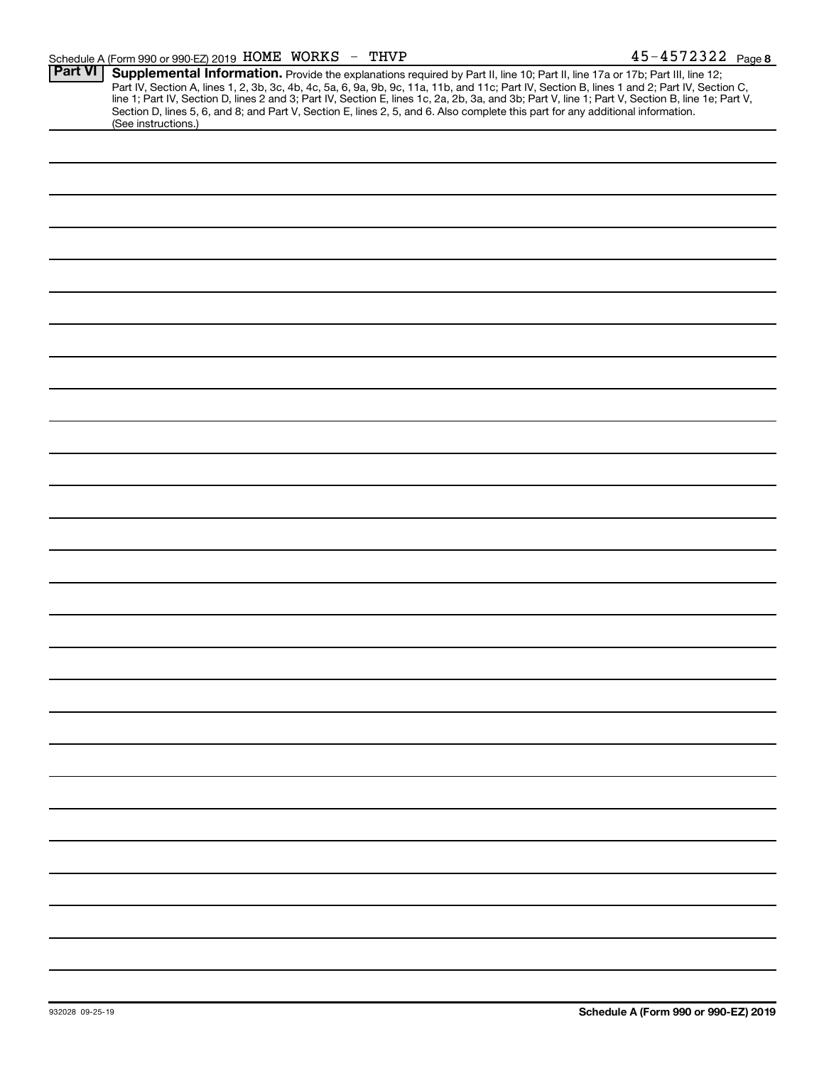Schedule A (Form 990 or 990-EZ) 2019 HOME WORKS - THVP 45-4572322 Page 8

## Part VI Supplemental Information.

Provide the explanations required by Part II, line 10; Part II, line 17a or 17b; Part III, line 12; Part IV, Section A, lines 1, 2, 3b, 3c, 4b, 4c, 5a, 6, 9a, 9b, 9c, 11a, 11b, and 11c; Part IV, Section B, lines 1 and 2; Part IV, Section C, line 1; Part IV, Section D, lines 2 and 3; Part IV, Section E, lines 1c, 2a, 2b, 3a, and 3b; Part V, line 1; Part V, Section B, line 1e; Part V, Section D, lines 5, 6, and 8; and Part V, Section E, lines 2, 5, and 6. Also complete this part for any additional information. (See instructions.)

932028 09-25-19

**Schedule A (Form 990 or 990-EZ) 2019**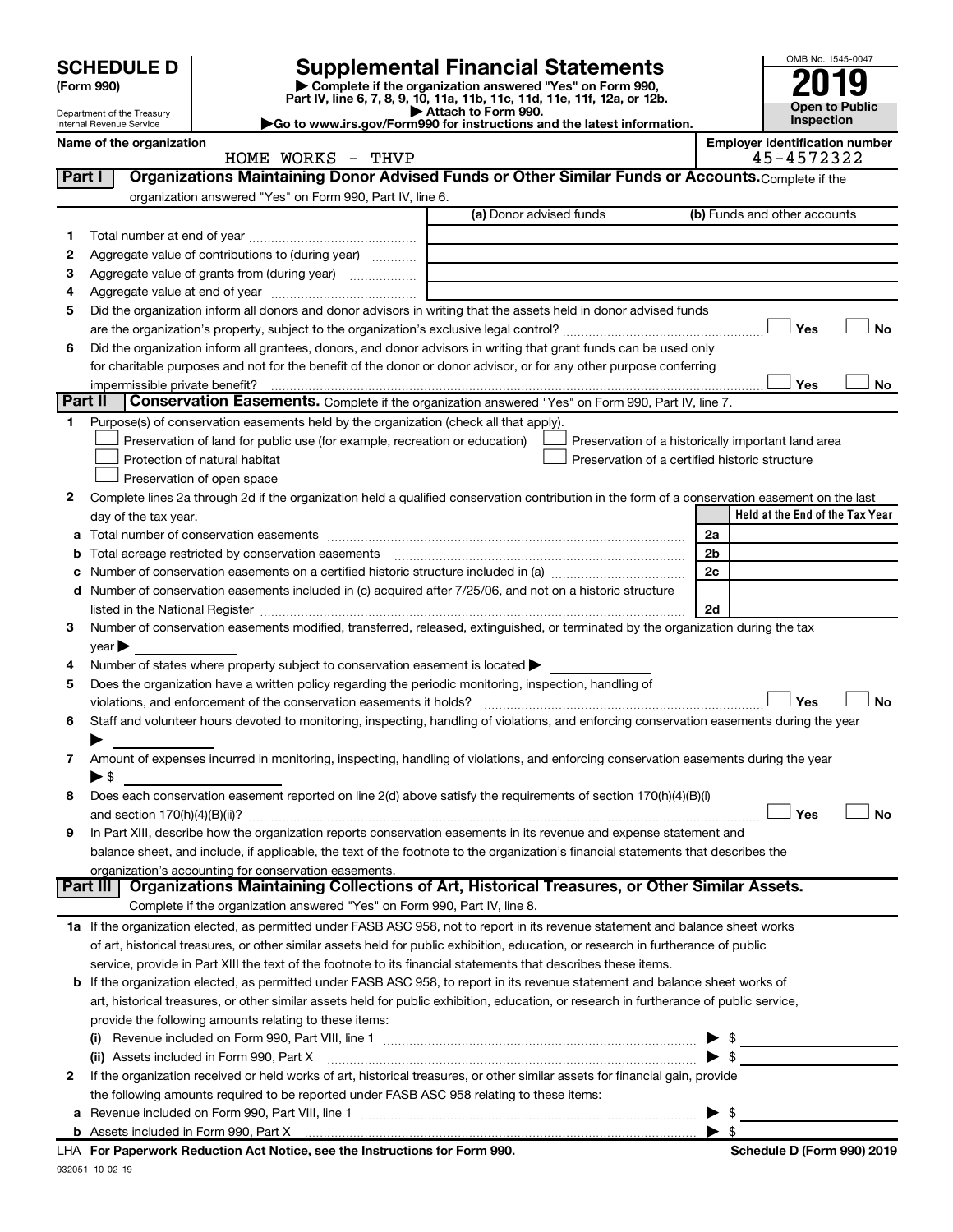# SCHEDULE D (Form 990)

Department of the Treasury
Internal Revenue Service

# Supplemental Financial Statements

▶ Complete if the organization answered "Yes" on Form 990, Part IV, line 6, 7, 8, 9, 10, 11a, 11b, 11c, 11d, 11e, 11f, 12a, or 12b.
▶ Attach to Form 990.
▶Go to www.irs.gov/Form990 for instructions and the latest information.

OMB No. 1545-0047

**2019**

**Open to Public Inspection**

**Name of the organization**
HOME WORKS - THVP

**Employer identification number**
45-4572322

## Part I Organizations Maintaining Donor Advised Funds or Other Similar Funds or Accounts. Complete if the organization answered "Yes" on Form 990, Part IV, line 6.

| | | (a) Donor advised funds | (b) Funds and other accounts |
|---|---|---|---|
| 1 | Total number at end of year | | |
| 2 | Aggregate value of contributions to (during year) | | |
| 3 | Aggregate value of grants from (during year) | | |
| 4 | Aggregate value at end of year | | |

5 Did the organization inform all donors and donor advisors in writing that the assets held in donor advised funds are the organization's property, subject to the organization's exclusive legal control? ☐ Yes ☐ No

6 Did the organization inform all grantees, donors, and donor advisors in writing that grant funds can be used only for charitable purposes and not for the benefit of the donor or donor advisor, or for any other purpose conferring impermissible private benefit? ☐ Yes ☐ No

## Part II Conservation Easements. Complete if the organization answered "Yes" on Form 990, Part IV, line 7.

1 Purpose(s) of conservation easements held by the organization (check all that apply).
- ☐ Preservation of land for public use (for example, recreation or education)
- ☐ Protection of natural habitat
- ☐ Preservation of open space
- ☐ Preservation of a historically important land area
- ☐ Preservation of a certified historic structure

2 Complete lines 2a through 2d if the organization held a qualified conservation contribution in the form of a conservation easement on the last day of the tax year.

| | | | Held at the End of the Tax Year |
|---|---|---|---|
| a | Total number of conservation easements | 2a | |
| b | Total acreage restricted by conservation easements | 2b | |
| c | Number of conservation easements on a certified historic structure included in (a) | 2c | |
| d | Number of conservation easements included in (c) acquired after 7/25/06, and not on a historic structure listed in the National Register | 2d | |

3 Number of conservation easements modified, transferred, released, extinguished, or terminated by the organization during the tax year ▶

4 Number of states where property subject to conservation easement is located ▶

5 Does the organization have a written policy regarding the periodic monitoring, inspection, handling of violations, and enforcement of the conservation easements it holds? ☐ Yes ☐ No

6 Staff and volunteer hours devoted to monitoring, inspecting, handling of violations, and enforcing conservation easements during the year ▶

7 Amount of expenses incurred in monitoring, inspecting, handling of violations, and enforcing conservation easements during the year ▶ $

8 Does each conservation easement reported on line 2(d) above satisfy the requirements of section 170(h)(4)(B)(i) and section 170(h)(4)(B)(ii)? ☐ Yes ☐ No

9 In Part XIII, describe how the organization reports conservation easements in its revenue and expense statement and balance sheet, and include, if applicable, the text of the footnote to the organization's financial statements that describes the organization's accounting for conservation easements.

## Part III Organizations Maintaining Collections of Art, Historical Treasures, or Other Similar Assets. Complete if the organization answered "Yes" on Form 990, Part IV, line 8.

1a If the organization elected, as permitted under FASB ASC 958, not to report in its revenue statement and balance sheet works of art, historical treasures, or other similar assets held for public exhibition, education, or research in furtherance of public service, provide in Part XIII the text of the footnote to its financial statements that describes these items.

b If the organization elected, as permitted under FASB ASC 958, to report in its revenue statement and balance sheet works of art, historical treasures, or other similar assets held for public exhibition, education, or research in furtherance of public service, provide the following amounts relating to these items:

(i) Revenue included on Form 990, Part VIII, line 1 ▶ $

(ii) Assets included in Form 990, Part X ▶ $

2 If the organization received or held works of art, historical treasures, or other similar assets for financial gain, provide the following amounts required to be reported under FASB ASC 958 relating to these items:

a Revenue included on Form 990, Part VIII, line 1 ▶ $

b Assets included in Form 990, Part X ▶ $

LHA For Paperwork Reduction Act Notice, see the Instructions for Form 990. **Schedule D (Form 990) 2019**

932051 10-02-19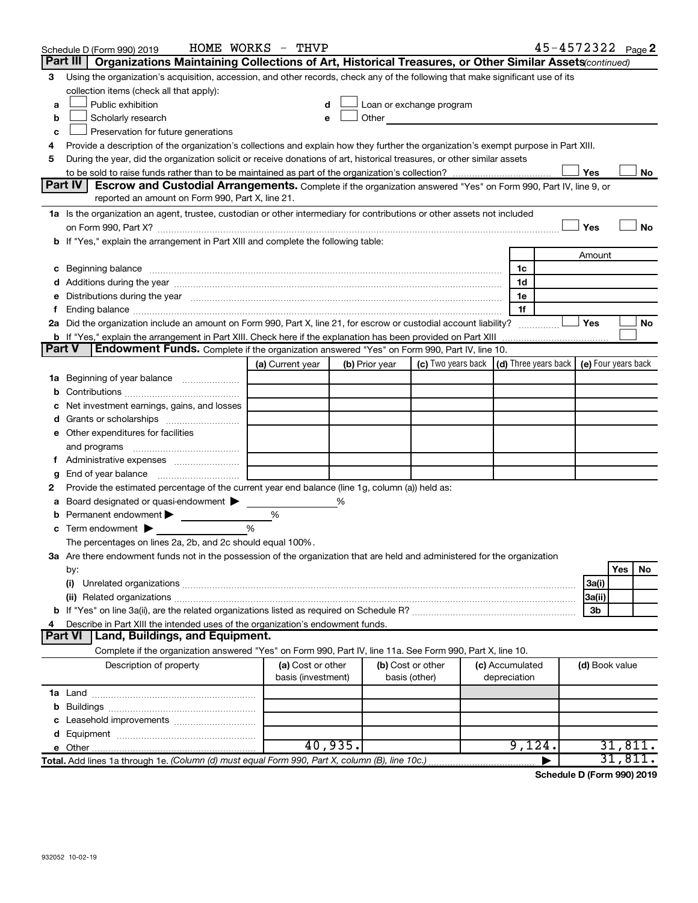Schedule D (Form 990) 2019 HOME WORKS - THVP 45-4572322 Page 2

## Part III | Organizations Maintaining Collections of Art, Historical Treasures, or Other Similar Assets *(continued)*

3 Using the organization's acquisition, accession, and other records, check any of the following that make significant use of its collection items (check all that apply):

- a ☐ Public exhibition
- b ☐ Scholarly research
- c ☐ Preservation for future generations
- d ☐ Loan or exchange program
- e ☐ Other

4 Provide a description of the organization's collections and explain how they further the organization's exempt purpose in Part XIII.

5 During the year, did the organization solicit or receive donations of art, historical treasures, or other similar assets to be sold to raise funds rather than to be maintained as part of the organization's collection? ☐ Yes ☐ No

## Part IV | Escrow and Custodial Arrangements.

Complete if the organization answered "Yes" on Form 990, Part IV, line 9, or reported an amount on Form 990, Part X, line 21.

1a Is the organization an agent, trustee, custodian or other intermediary for contributions or other assets not included on Form 990, Part X? ☐ Yes ☐ No

b If "Yes," explain the arrangement in Part XIII and complete the following table:

| | | Amount |
|---|---|---|
| c Beginning balance | 1c | |
| d Additions during the year | 1d | |
| e Distributions during the year | 1e | |
| f Ending balance | 1f | |

2a Did the organization include an amount on Form 990, Part X, line 21, for escrow or custodial account liability? ☐ Yes ☐ No

b If "Yes," explain the arrangement in Part XIII. Check here if the explanation has been provided on Part XIII ☐

## Part V | Endowment Funds.

Complete if the organization answered "Yes" on Form 990, Part IV, line 10.

| | (a) Current year | (b) Prior year | (c) Two years back | (d) Three years back | (e) Four years back |
|---|---|---|---|---|---|
| 1a Beginning of year balance | | | | | |
| b Contributions | | | | | |
| c Net investment earnings, gains, and losses | | | | | |
| d Grants or scholarships | | | | | |
| e Other expenditures for facilities and programs | | | | | |
| f Administrative expenses | | | | | |
| g End of year balance | | | | | |

2 Provide the estimated percentage of the current year end balance (line 1g, column (a)) held as:

- a Board designated or quasi-endowment ▶ %
- b Permanent endowment ▶ %
- c Term endowment ▶ %

The percentages on lines 2a, 2b, and 2c should equal 100%.

3a Are there endowment funds not in the possession of the organization that are held and administered for the organization by:

| | | Yes | No |
|---|---|---|---|
| (i) Unrelated organizations | 3a(i) | | |
| (ii) Related organizations | 3a(ii) | | |
| b If "Yes" on line 3a(ii), are the related organizations listed as required on Schedule R? | 3b | | |

4 Describe in Part XIII the intended uses of the organization's endowment funds.

## Part VI | Land, Buildings, and Equipment.

Complete if the organization answered "Yes" on Form 990, Part IV, line 11a. See Form 990, Part X, line 10.

| Description of property | (a) Cost or other basis (investment) | (b) Cost or other basis (other) | (c) Accumulated depreciation | (d) Book value |
|---|---|---|---|---|
| 1a Land | | | | |
| b Buildings | | | | |
| c Leasehold improvements | | | | |
| d Equipment | | | | |
| e Other | 40,935. | | 9,124. | 31,811. |
| **Total.** Add lines 1a through 1e. *(Column (d) must equal Form 990, Part X, column (B), line 10c.)* ▶ | | | | 31,811. |

**Schedule D (Form 990) 2019**

932052 10-02-19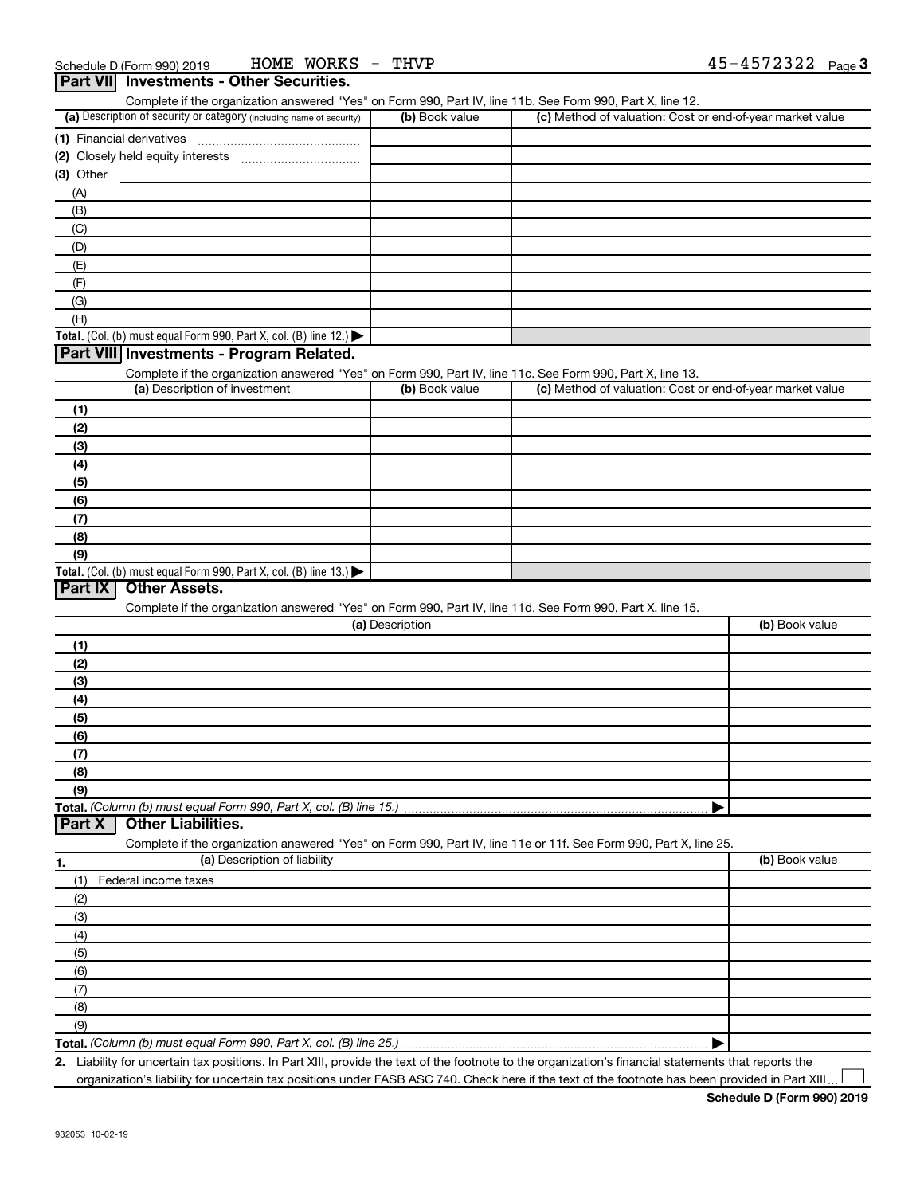Schedule D (Form 990) 2019 HOME WORKS - THVP 45-4572322 Page 3

## Part VII Investments - Other Securities.

Complete if the organization answered "Yes" on Form 990, Part IV, line 11b. See Form 990, Part X, line 12.

| (a) Description of security or category (including name of security) | (b) Book value | (c) Method of valuation: Cost or end-of-year market value |
|---|---|---|
| (1) Financial derivatives | | |
| (2) Closely held equity interests | | |
| (3) Other | | |
| (A) | | |
| (B) | | |
| (C) | | |
| (D) | | |
| (E) | | |
| (F) | | |
| (G) | | |
| (H) | | |
| **Total.** (Col. (b) must equal Form 990, Part X, col. (B) line 12.) ▶ | | |

## Part VIII Investments - Program Related.

Complete if the organization answered "Yes" on Form 990, Part IV, line 11c. See Form 990, Part X, line 13.

| (a) Description of investment | (b) Book value | (c) Method of valuation: Cost or end-of-year market value |
|---|---|---|
| (1) | | |
| (2) | | |
| (3) | | |
| (4) | | |
| (5) | | |
| (6) | | |
| (7) | | |
| (8) | | |
| (9) | | |
| **Total.** (Col. (b) must equal Form 990, Part X, col. (B) line 13.) ▶ | | |

## Part IX Other Assets.

Complete if the organization answered "Yes" on Form 990, Part IV, line 11d. See Form 990, Part X, line 15.

| (a) Description | (b) Book value |
|---|---|
| (1) | |
| (2) | |
| (3) | |
| (4) | |
| (5) | |
| (6) | |
| (7) | |
| (8) | |
| (9) | |
| **Total.** *(Column (b) must equal Form 990, Part X, col. (B) line 15.)* ▶ | |

## Part X Other Liabilities.

Complete if the organization answered "Yes" on Form 990, Part IV, line 11e or 11f. See Form 990, Part X, line 25.

| 1. (a) Description of liability | (b) Book value |
|---|---|
| (1) Federal income taxes | |
| (2) | |
| (3) | |
| (4) | |
| (5) | |
| (6) | |
| (7) | |
| (8) | |
| (9) | |
| **Total.** *(Column (b) must equal Form 990, Part X, col. (B) line 25.)* ▶ | |

2. Liability for uncertain tax positions. In Part XIII, provide the text of the footnote to the organization's financial statements that reports the organization's liability for uncertain tax positions under FASB ASC 740. Check here if the text of the footnote has been provided in Part XIII ☐

**Schedule D (Form 990) 2019**

932053 10-02-19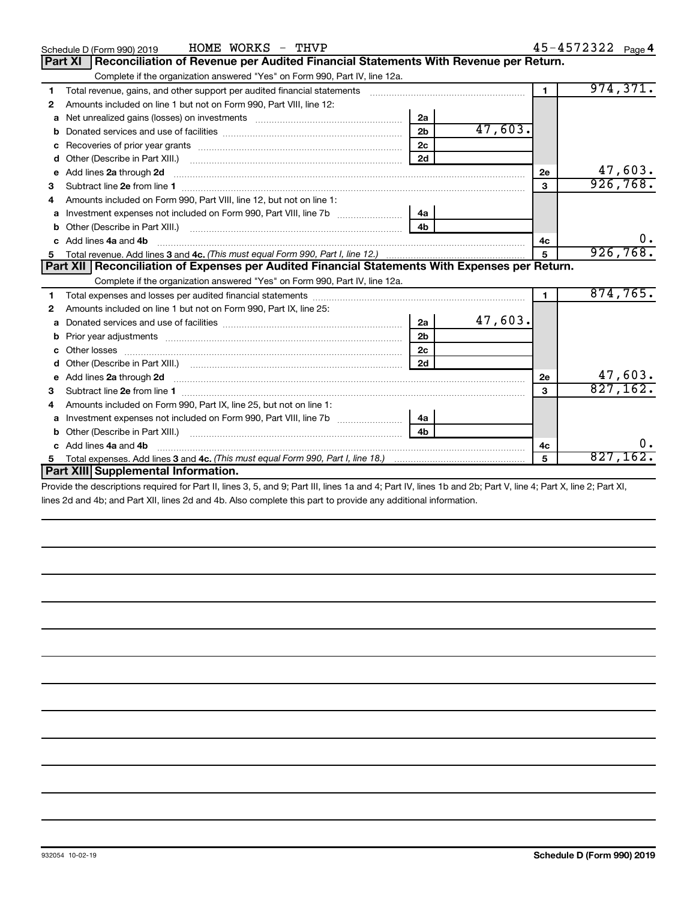Schedule D (Form 990) 2019 HOME WORKS - THVP 45-4572322 Page 4

## Part XI Reconciliation of Revenue per Audited Financial Statements With Revenue per Return.

Complete if the organization answered "Yes" on Form 990, Part IV, line 12a.

| | | | | | |
|---|---|---|---|---|---|
| 1 | Total revenue, gains, and other support per audited financial statements | | | 1 | 974,371. |
| 2 | Amounts included on line 1 but not on Form 990, Part VIII, line 12: | | | | |
| a | Net unrealized gains (losses) on investments | 2a | | | |
| b | Donated services and use of facilities | 2b | 47,603. | | |
| c | Recoveries of prior year grants | 2c | | | |
| d | Other (Describe in Part XIII.) | 2d | | | |
| e | Add lines **2a** through **2d** | | | 2e | 47,603. |
| 3 | Subtract line **2e** from line **1** | | | 3 | 926,768. |
| 4 | Amounts included on Form 990, Part VIII, line 12, but not on line 1: | | | | |
| a | Investment expenses not included on Form 990, Part VIII, line 7b | 4a | | | |
| b | Other (Describe in Part XIII.) | 4b | | | |
| c | Add lines **4a** and **4b** | | | 4c | 0. |
| 5 | Total revenue. Add lines **3** and **4c.** *(This must equal Form 990, Part I, line 12.)* | | | 5 | 926,768. |

## Part XII Reconciliation of Expenses per Audited Financial Statements With Expenses per Return.

Complete if the organization answered "Yes" on Form 990, Part IV, line 12a.

| | | | | | |
|---|---|---|---|---|---|
| 1 | Total expenses and losses per audited financial statements | | | 1 | 874,765. |
| 2 | Amounts included on line 1 but not on Form 990, Part IX, line 25: | | | | |
| a | Donated services and use of facilities | 2a | 47,603. | | |
| b | Prior year adjustments | 2b | | | |
| c | Other losses | 2c | | | |
| d | Other (Describe in Part XIII.) | 2d | | | |
| e | Add lines **2a** through **2d** | | | 2e | 47,603. |
| 3 | Subtract line **2e** from line **1** | | | 3 | 827,162. |
| 4 | Amounts included on Form 990, Part IX, line 25, but not on line 1: | | | | |
| a | Investment expenses not included on Form 990, Part VIII, line 7b | 4a | | | |
| b | Other (Describe in Part XIII.) | 4b | | | |
| c | Add lines **4a** and **4b** | | | 4c | 0. |
| 5 | Total expenses. Add lines **3** and **4c.** *(This must equal Form 990, Part I, line 18.)* | | | 5 | 827,162. |

## Part XIII Supplemental Information.

Provide the descriptions required for Part II, lines 3, 5, and 9; Part III, lines 1a and 4; Part IV, lines 1b and 2b; Part V, line 4; Part X, line 2; Part XI, lines 2d and 4b; and Part XII, lines 2d and 4b. Also complete this part to provide any additional information.

932054 10-02-19 **Schedule D (Form 990) 2019**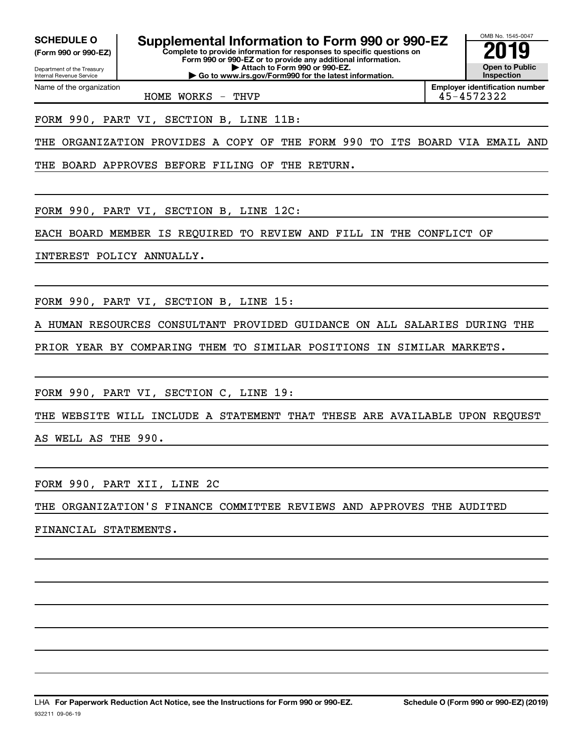**SCHEDULE O**
**(Form 990 or 990-EZ)**

Department of the Treasury
Internal Revenue Service

# Supplemental Information to Form 990 or 990-EZ

**Complete to provide information for responses to specific questions on Form 990 or 990-EZ or to provide any additional information.**
**▶ Attach to Form 990 or 990-EZ.**
**▶ Go to www.irs.gov/Form990 for the latest information.**

OMB No. 1545-0047
**2019**
**Open to Public Inspection**

Name of the organization: HOME WORKS - THVP

**Employer identification number:** 45-4572322

FORM 990, PART VI, SECTION B, LINE 11B:

THE ORGANIZATION PROVIDES A COPY OF THE FORM 990 TO ITS BOARD VIA EMAIL AND THE BOARD APPROVES BEFORE FILING OF THE RETURN.

FORM 990, PART VI, SECTION B, LINE 12C:

EACH BOARD MEMBER IS REQUIRED TO REVIEW AND FILL IN THE CONFLICT OF INTEREST POLICY ANNUALLY.

FORM 990, PART VI, SECTION B, LINE 15:

A HUMAN RESOURCES CONSULTANT PROVIDED GUIDANCE ON ALL SALARIES DURING THE PRIOR YEAR BY COMPARING THEM TO SIMILAR POSITIONS IN SIMILAR MARKETS.

FORM 990, PART VI, SECTION C, LINE 19:

THE WEBSITE WILL INCLUDE A STATEMENT THAT THESE ARE AVAILABLE UPON REQUEST AS WELL AS THE 990.

FORM 990, PART XII, LINE 2C

THE ORGANIZATION'S FINANCE COMMITTEE REVIEWS AND APPROVES THE AUDITED FINANCIAL STATEMENTS.

LHA **For Paperwork Reduction Act Notice, see the Instructions for Form 990 or 990-EZ.** **Schedule O (Form 990 or 990-EZ) (2019)**
932211 09-06-19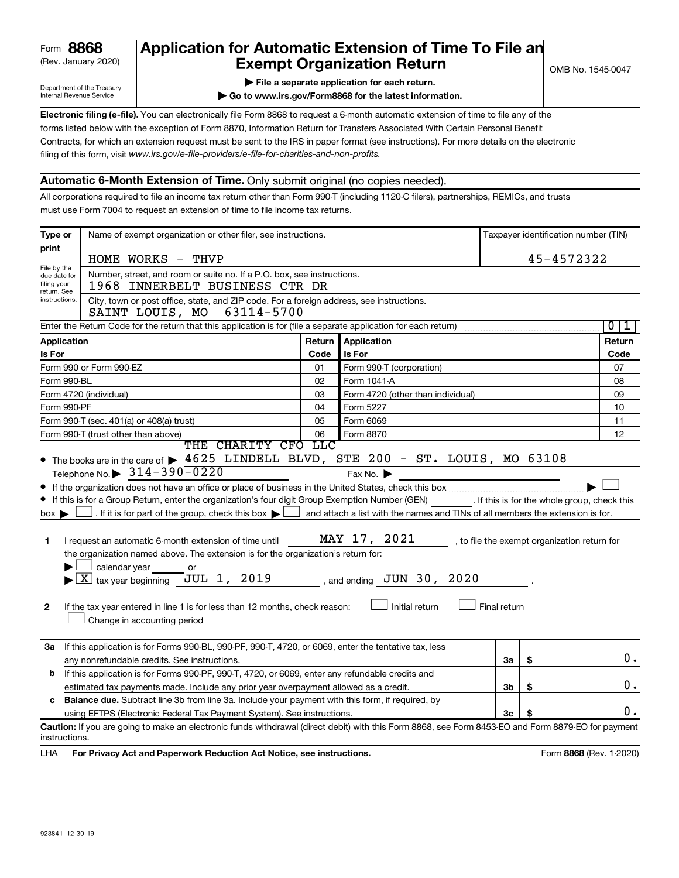Form **8868**
(Rev. January 2020)

Department of the Treasury
Internal Revenue Service

# Application for Automatic Extension of Time To File an Exempt Organization Return

OMB No. 1545-0047

▶ **File a separate application for each return.**

▶ **Go to www.irs.gov/Form8868 for the latest information.**

**Electronic filing (e-file).** You can electronically file Form 8868 to request a 6-month automatic extension of time to file any of the forms listed below with the exception of Form 8870, Information Return for Transfers Associated With Certain Personal Benefit Contracts, for which an extension request must be sent to the IRS in paper format (see instructions). For more details on the electronic filing of this form, visit *www.irs.gov/e-file-providers/e-file-for-charities-and-non-profits.*

## Automatic 6-Month Extension of Time. Only submit original (no copies needed).

All corporations required to file an income tax return other than Form 990-T (including 1120-C filers), partnerships, REMICs, and trusts must use Form 7004 to request an extension of time to file income tax returns.

| Type or print | | |
|---|---|---|
| File by the due date for filing your return. See instructions. | Name of exempt organization or other filer, see instructions.<br>HOME WORKS - THVP | Taxpayer identification number (TIN)<br>45-4572322 |
| | Number, street, and room or suite no. If a P.O. box, see instructions.<br>1968 INNERBELT BUSINESS CTR DR | |
| | City, town or post office, state, and ZIP code. For a foreign address, see instructions.<br>SAINT LOUIS, MO 63114-5700 | |

Enter the Return Code for the return that this application is for (file a separate application for each return) ........ 0 1

| Application Is For | Return Code | Application Is For | Return Code |
|---|---|---|---|
| Form 990 or Form 990-EZ | 01 | Form 990-T (corporation) | 07 |
| Form 990-BL | 02 | Form 1041-A | 08 |
| Form 4720 (individual) | 03 | Form 4720 (other than individual) | 09 |
| Form 990-PF | 04 | Form 5227 | 10 |
| Form 990-T (sec. 401(a) or 408(a) trust) | 05 | Form 6069 | 11 |
| Form 990-T (trust other than above) | 06 | Form 8870 | 12 |

- The books are in the care of ▶ THE CHARITY CFO LLC 4625 LINDELL BLVD, STE 200 - ST. LOUIS, MO 63108
  Telephone No. ▶ 314-390-0220 Fax No. ▶
- If the organization does not have an office or place of business in the United States, check this box ........ ▶ ☐
- If this is for a Group Return, enter the organization's four digit Group Exemption Number (GEN) ______ . If this is for the whole group, check this box ▶ ☐ . If it is for part of the group, check this box ▶ ☐ and attach a list with the names and TINs of all members the extension is for.

**1** I request an automatic 6-month extension of time until MAY 17, 2021 , to file the exempt organization return for the organization named above. The extension is for the organization's return for:
▶ ☐ calendar year ______ or
▶ ☒ tax year beginning JUL 1, 2019 , and ending JUN 30, 2020 .

**2** If the tax year entered in line 1 is for less than 12 months, check reason: ☐ Initial return ☐ Final return ☐ Change in accounting period

| | | | |
|---|---|---|---|
| **3a** | If this application is for Forms 990-BL, 990-PF, 990-T, 4720, or 6069, enter the tentative tax, less any nonrefundable credits. See instructions. | **3a** | $ 0. |
| **b** | If this application is for Forms 990-PF, 990-T, 4720, or 6069, enter any refundable credits and estimated tax payments made. Include any prior year overpayment allowed as a credit. | **3b** | $ 0. |
| **c** | **Balance due.** Subtract line 3b from line 3a. Include your payment with this form, if required, by using EFTPS (Electronic Federal Tax Payment System). See instructions. | **3c** | $ 0. |

**Caution:** If you are going to make an electronic funds withdrawal (direct debit) with this Form 8868, see Form 8453-EO and Form 8879-EO for payment instructions.

LHA **For Privacy Act and Paperwork Reduction Act Notice, see instructions.** Form **8868** (Rev. 1-2020)

923841 12-30-19